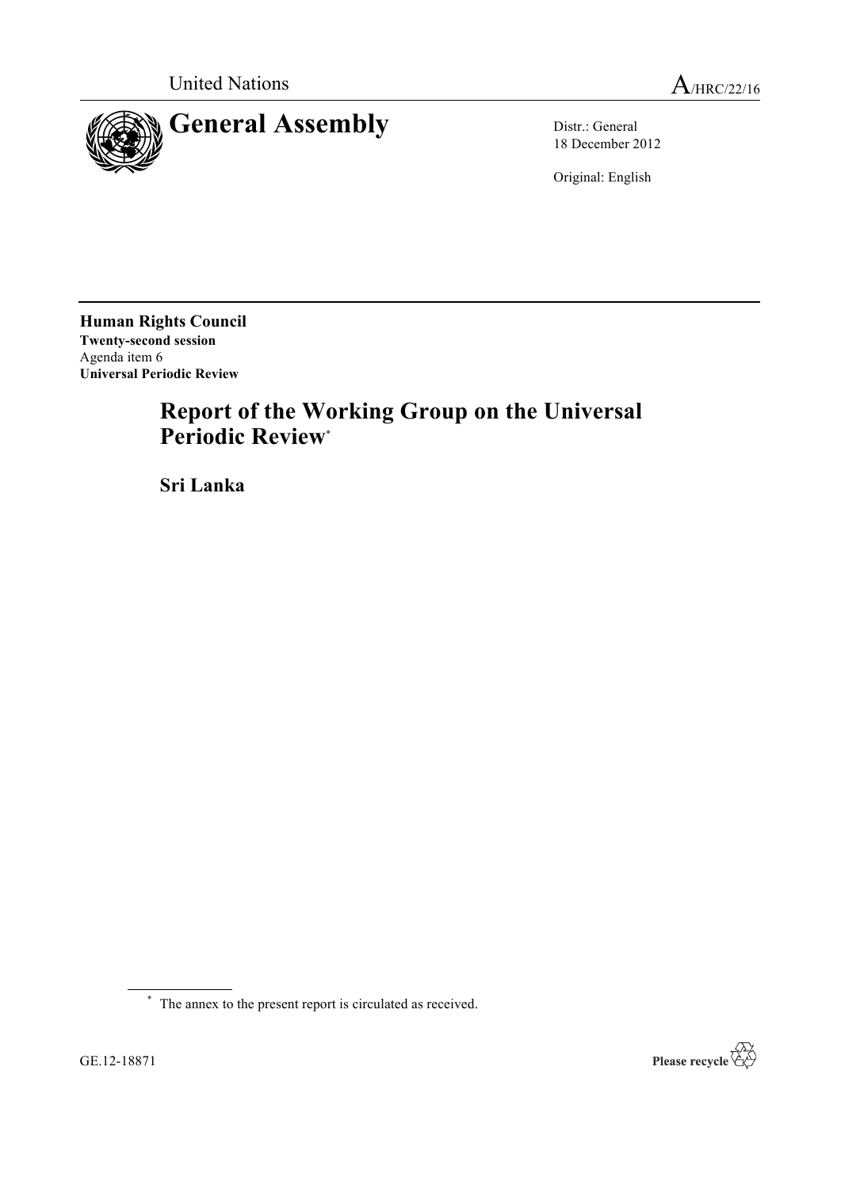United Nations

A/HRC/22/16

# General Assembly

Distr.: General
18 December 2012

Original: English

**Human Rights Council**
**Twenty-second session**
Agenda item 6
**Universal Periodic Review**

# Report of the Working Group on the Universal Periodic Review*

## Sri Lanka

\* The annex to the present report is circulated as received.

GE.12-18871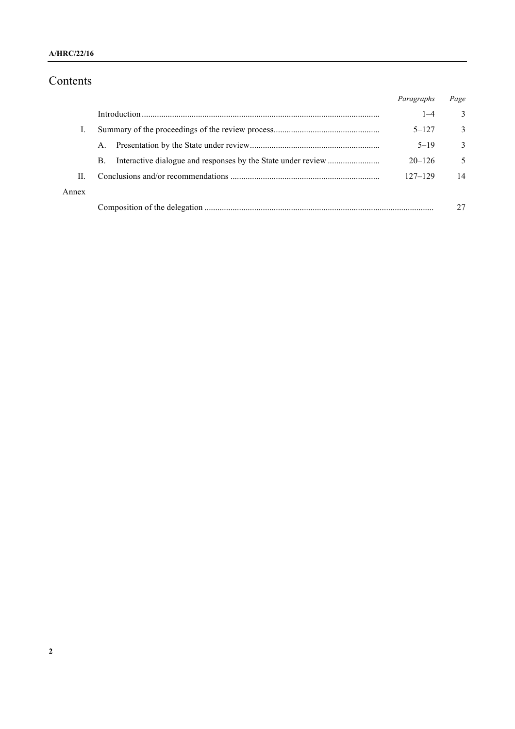# Contents

| | | Paragraphs | Page |
|---|---|---|---|
| | Introduction | 1–4 | 3 |
| I. | Summary of the proceedings of the review process | 5–127 | 3 |
| | A. Presentation by the State under review | 5–19 | 3 |
| | B. Interactive dialogue and responses by the State under review | 20–126 | 5 |
| II. | Conclusions and/or recommendations | 127–129 | 14 |
| Annex | | | |
| | Composition of the delegation | | 27 |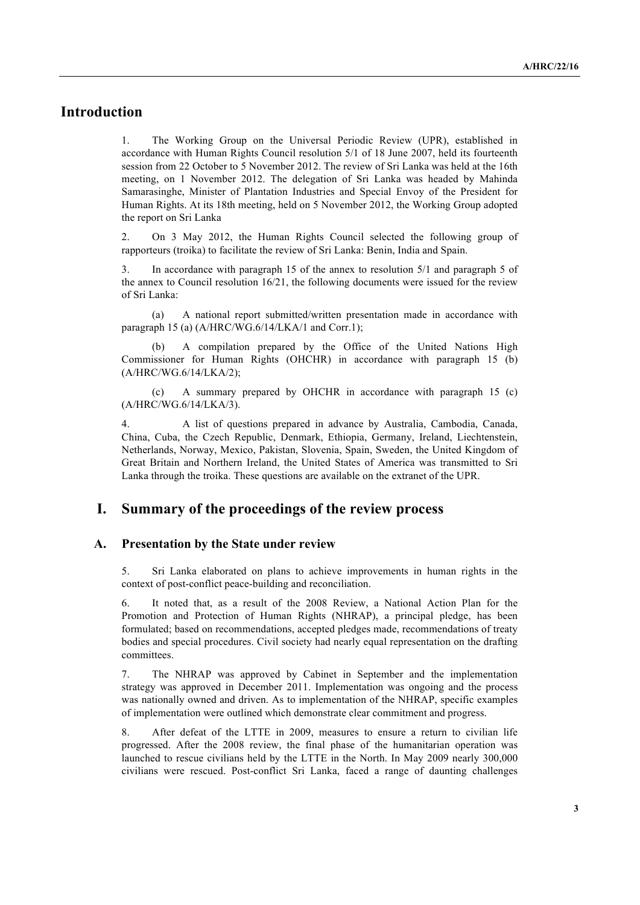# Introduction

1. The Working Group on the Universal Periodic Review (UPR), established in accordance with Human Rights Council resolution 5/1 of 18 June 2007, held its fourteenth session from 22 October to 5 November 2012. The review of Sri Lanka was held at the 16th meeting, on 1 November 2012. The delegation of Sri Lanka was headed by Mahinda Samarasinghe, Minister of Plantation Industries and Special Envoy of the President for Human Rights. At its 18th meeting, held on 5 November 2012, the Working Group adopted the report on Sri Lanka

2. On 3 May 2012, the Human Rights Council selected the following group of rapporteurs (troika) to facilitate the review of Sri Lanka: Benin, India and Spain.

3. In accordance with paragraph 15 of the annex to resolution 5/1 and paragraph 5 of the annex to Council resolution 16/21, the following documents were issued for the review of Sri Lanka:

(a) A national report submitted/written presentation made in accordance with paragraph 15 (a) (A/HRC/WG.6/14/LKA/1 and Corr.1);

(b) A compilation prepared by the Office of the United Nations High Commissioner for Human Rights (OHCHR) in accordance with paragraph 15 (b) (A/HRC/WG.6/14/LKA/2);

(c) A summary prepared by OHCHR in accordance with paragraph 15 (c) (A/HRC/WG.6/14/LKA/3).

4. A list of questions prepared in advance by Australia, Cambodia, Canada, China, Cuba, the Czech Republic, Denmark, Ethiopia, Germany, Ireland, Liechtenstein, Netherlands, Norway, Mexico, Pakistan, Slovenia, Spain, Sweden, the United Kingdom of Great Britain and Northern Ireland, the United States of America was transmitted to Sri Lanka through the troika. These questions are available on the extranet of the UPR.

# I. Summary of the proceedings of the review process

## A. Presentation by the State under review

5. Sri Lanka elaborated on plans to achieve improvements in human rights in the context of post-conflict peace-building and reconciliation.

6. It noted that, as a result of the 2008 Review, a National Action Plan for the Promotion and Protection of Human Rights (NHRAP), a principal pledge, has been formulated; based on recommendations, accepted pledges made, recommendations of treaty bodies and special procedures. Civil society had nearly equal representation on the drafting committees.

7. The NHRAP was approved by Cabinet in September and the implementation strategy was approved in December 2011. Implementation was ongoing and the process was nationally owned and driven. As to implementation of the NHRAP, specific examples of implementation were outlined which demonstrate clear commitment and progress.

8. After defeat of the LTTE in 2009, measures to ensure a return to civilian life progressed. After the 2008 review, the final phase of the humanitarian operation was launched to rescue civilians held by the LTTE in the North. In May 2009 nearly 300,000 civilians were rescued. Post-conflict Sri Lanka, faced a range of daunting challenges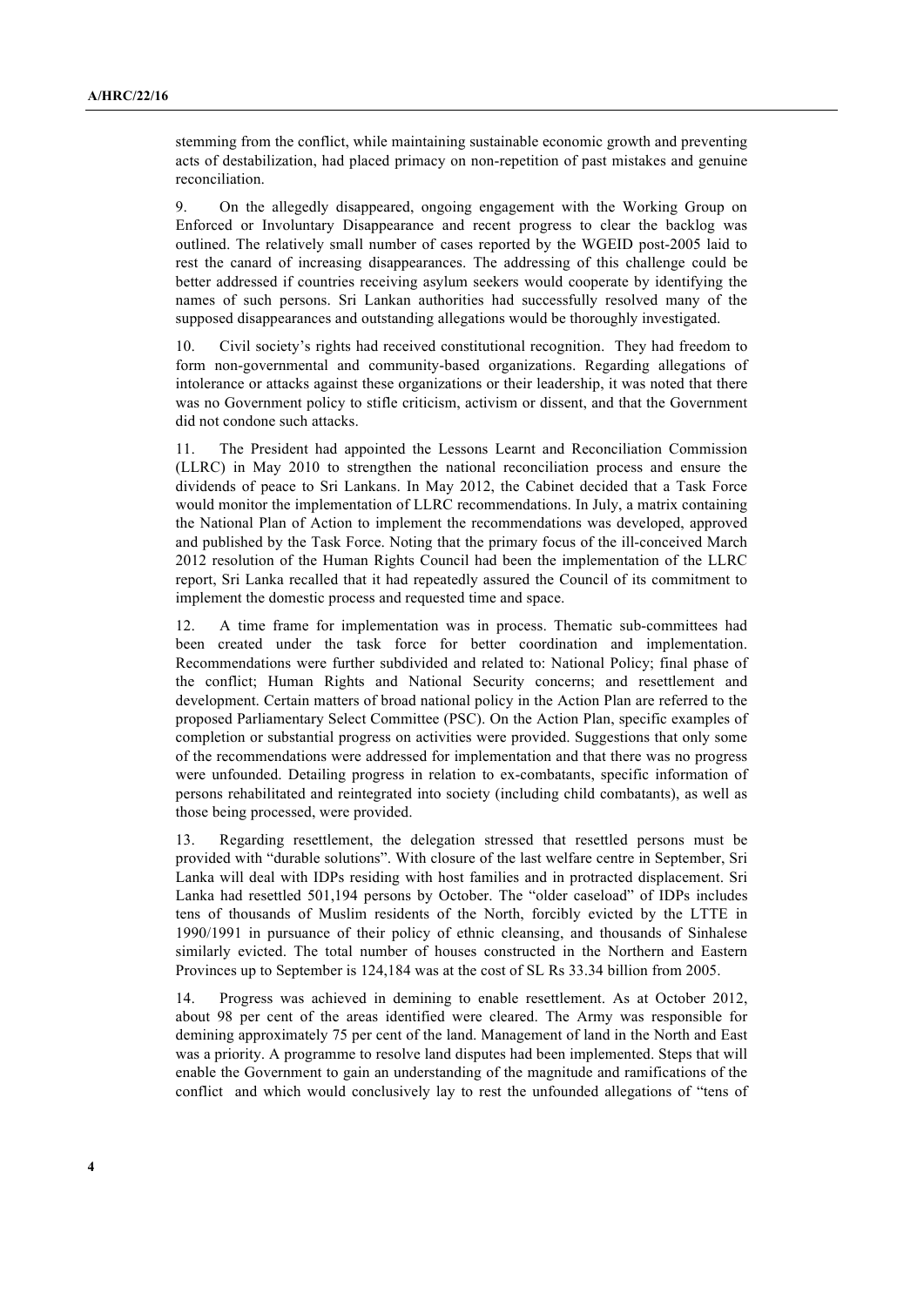stemming from the conflict, while maintaining sustainable economic growth and preventing acts of destabilization, had placed primacy on non-repetition of past mistakes and genuine reconciliation.

9. On the allegedly disappeared, ongoing engagement with the Working Group on Enforced or Involuntary Disappearance and recent progress to clear the backlog was outlined. The relatively small number of cases reported by the WGEID post-2005 laid to rest the canard of increasing disappearances. The addressing of this challenge could be better addressed if countries receiving asylum seekers would cooperate by identifying the names of such persons. Sri Lankan authorities had successfully resolved many of the supposed disappearances and outstanding allegations would be thoroughly investigated.

10. Civil society's rights had received constitutional recognition. They had freedom to form non-governmental and community-based organizations. Regarding allegations of intolerance or attacks against these organizations or their leadership, it was noted that there was no Government policy to stifle criticism, activism or dissent, and that the Government did not condone such attacks.

11. The President had appointed the Lessons Learnt and Reconciliation Commission (LLRC) in May 2010 to strengthen the national reconciliation process and ensure the dividends of peace to Sri Lankans. In May 2012, the Cabinet decided that a Task Force would monitor the implementation of LLRC recommendations. In July, a matrix containing the National Plan of Action to implement the recommendations was developed, approved and published by the Task Force. Noting that the primary focus of the ill-conceived March 2012 resolution of the Human Rights Council had been the implementation of the LLRC report, Sri Lanka recalled that it had repeatedly assured the Council of its commitment to implement the domestic process and requested time and space.

12. A time frame for implementation was in process. Thematic sub-committees had been created under the task force for better coordination and implementation. Recommendations were further subdivided and related to: National Policy; final phase of the conflict; Human Rights and National Security concerns; and resettlement and development. Certain matters of broad national policy in the Action Plan are referred to the proposed Parliamentary Select Committee (PSC). On the Action Plan, specific examples of completion or substantial progress on activities were provided. Suggestions that only some of the recommendations were addressed for implementation and that there was no progress were unfounded. Detailing progress in relation to ex-combatants, specific information of persons rehabilitated and reintegrated into society (including child combatants), as well as those being processed, were provided.

13. Regarding resettlement, the delegation stressed that resettled persons must be provided with "durable solutions". With closure of the last welfare centre in September, Sri Lanka will deal with IDPs residing with host families and in protracted displacement. Sri Lanka had resettled 501,194 persons by October. The "older caseload" of IDPs includes tens of thousands of Muslim residents of the North, forcibly evicted by the LTTE in 1990/1991 in pursuance of their policy of ethnic cleansing, and thousands of Sinhalese similarly evicted. The total number of houses constructed in the Northern and Eastern Provinces up to September is 124,184 was at the cost of SL Rs 33.34 billion from 2005.

14. Progress was achieved in demining to enable resettlement. As at October 2012, about 98 per cent of the areas identified were cleared. The Army was responsible for demining approximately 75 per cent of the land. Management of land in the North and East was a priority. A programme to resolve land disputes had been implemented. Steps that will enable the Government to gain an understanding of the magnitude and ramifications of the conflict and which would conclusively lay to rest the unfounded allegations of "tens of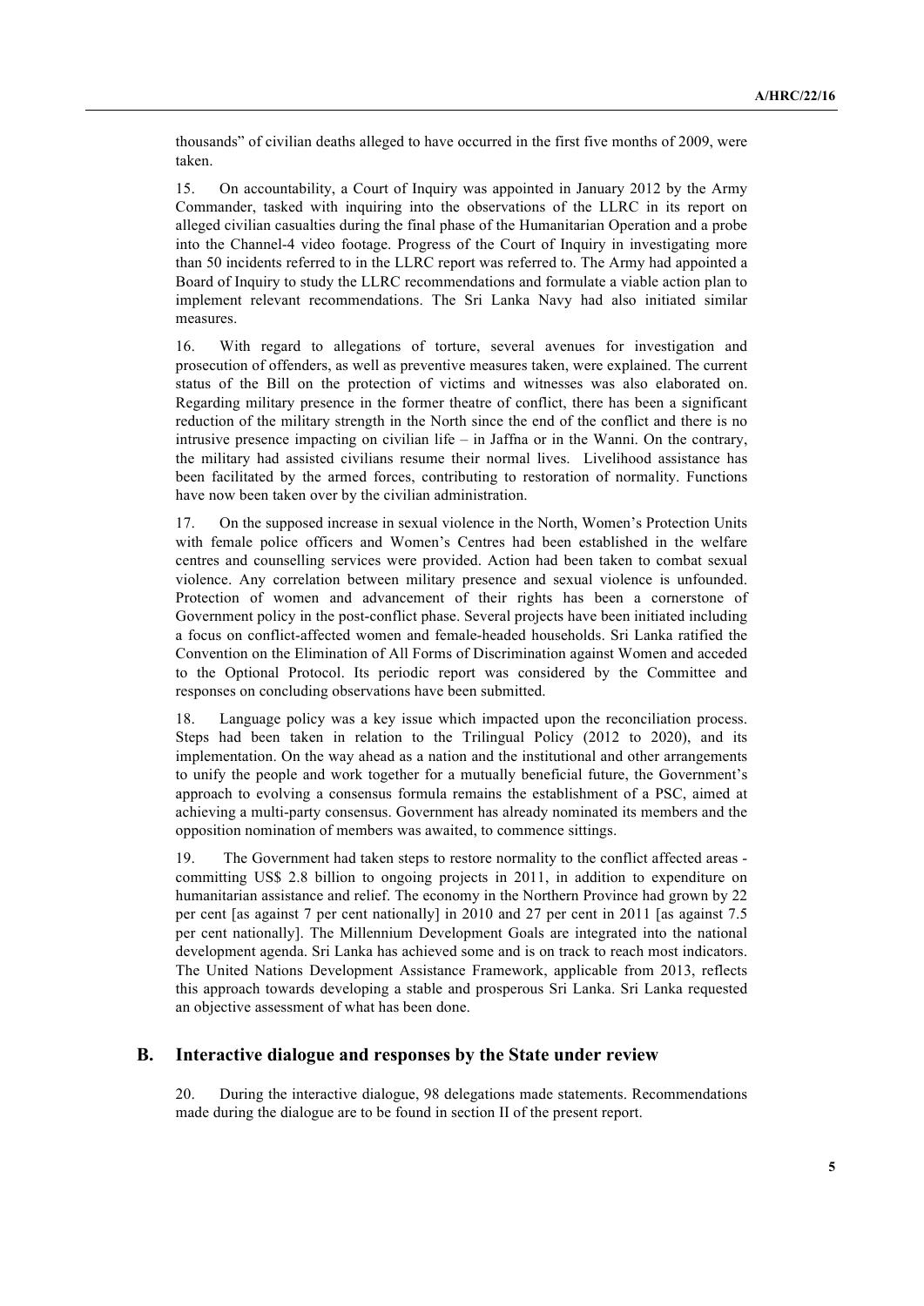thousands" of civilian deaths alleged to have occurred in the first five months of 2009, were taken.

15. On accountability, a Court of Inquiry was appointed in January 2012 by the Army Commander, tasked with inquiring into the observations of the LLRC in its report on alleged civilian casualties during the final phase of the Humanitarian Operation and a probe into the Channel-4 video footage. Progress of the Court of Inquiry in investigating more than 50 incidents referred to in the LLRC report was referred to. The Army had appointed a Board of Inquiry to study the LLRC recommendations and formulate a viable action plan to implement relevant recommendations. The Sri Lanka Navy had also initiated similar measures.

16. With regard to allegations of torture, several avenues for investigation and prosecution of offenders, as well as preventive measures taken, were explained. The current status of the Bill on the protection of victims and witnesses was also elaborated on. Regarding military presence in the former theatre of conflict, there has been a significant reduction of the military strength in the North since the end of the conflict and there is no intrusive presence impacting on civilian life – in Jaffna or in the Wanni. On the contrary, the military had assisted civilians resume their normal lives. Livelihood assistance has been facilitated by the armed forces, contributing to restoration of normality. Functions have now been taken over by the civilian administration.

17. On the supposed increase in sexual violence in the North, Women's Protection Units with female police officers and Women's Centres had been established in the welfare centres and counselling services were provided. Action had been taken to combat sexual violence. Any correlation between military presence and sexual violence is unfounded. Protection of women and advancement of their rights has been a cornerstone of Government policy in the post-conflict phase. Several projects have been initiated including a focus on conflict-affected women and female-headed households. Sri Lanka ratified the Convention on the Elimination of All Forms of Discrimination against Women and acceded to the Optional Protocol. Its periodic report was considered by the Committee and responses on concluding observations have been submitted.

18. Language policy was a key issue which impacted upon the reconciliation process. Steps had been taken in relation to the Trilingual Policy (2012 to 2020), and its implementation. On the way ahead as a nation and the institutional and other arrangements to unify the people and work together for a mutually beneficial future, the Government's approach to evolving a consensus formula remains the establishment of a PSC, aimed at achieving a multi-party consensus. Government has already nominated its members and the opposition nomination of members was awaited, to commence sittings.

19. The Government had taken steps to restore normality to the conflict affected areas - committing US$ 2.8 billion to ongoing projects in 2011, in addition to expenditure on humanitarian assistance and relief. The economy in the Northern Province had grown by 22 per cent [as against 7 per cent nationally] in 2010 and 27 per cent in 2011 [as against 7.5 per cent nationally]. The Millennium Development Goals are integrated into the national development agenda. Sri Lanka has achieved some and is on track to reach most indicators. The United Nations Development Assistance Framework, applicable from 2013, reflects this approach towards developing a stable and prosperous Sri Lanka. Sri Lanka requested an objective assessment of what has been done.

## B. Interactive dialogue and responses by the State under review

20. During the interactive dialogue, 98 delegations made statements. Recommendations made during the dialogue are to be found in section II of the present report.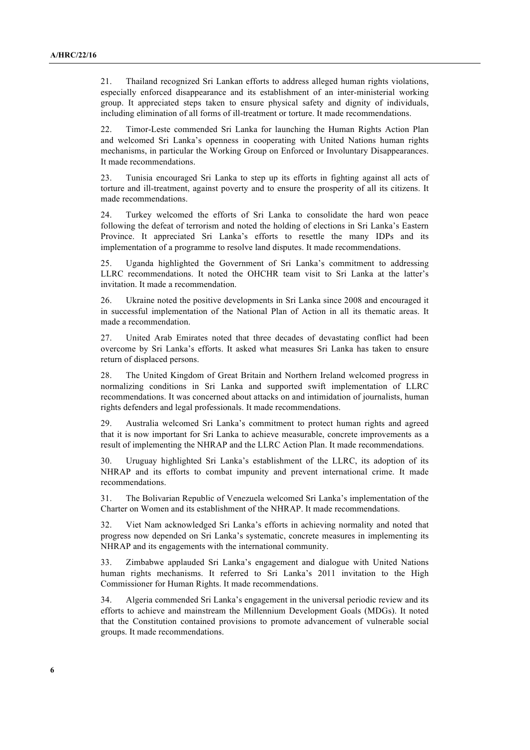21. Thailand recognized Sri Lankan efforts to address alleged human rights violations, especially enforced disappearance and its establishment of an inter-ministerial working group. It appreciated steps taken to ensure physical safety and dignity of individuals, including elimination of all forms of ill-treatment or torture. It made recommendations.

22. Timor-Leste commended Sri Lanka for launching the Human Rights Action Plan and welcomed Sri Lanka's openness in cooperating with United Nations human rights mechanisms, in particular the Working Group on Enforced or Involuntary Disappearances. It made recommendations.

23. Tunisia encouraged Sri Lanka to step up its efforts in fighting against all acts of torture and ill-treatment, against poverty and to ensure the prosperity of all its citizens. It made recommendations.

24. Turkey welcomed the efforts of Sri Lanka to consolidate the hard won peace following the defeat of terrorism and noted the holding of elections in Sri Lanka's Eastern Province. It appreciated Sri Lanka's efforts to resettle the many IDPs and its implementation of a programme to resolve land disputes. It made recommendations.

25. Uganda highlighted the Government of Sri Lanka's commitment to addressing LLRC recommendations. It noted the OHCHR team visit to Sri Lanka at the latter's invitation. It made a recommendation.

26. Ukraine noted the positive developments in Sri Lanka since 2008 and encouraged it in successful implementation of the National Plan of Action in all its thematic areas. It made a recommendation.

27. United Arab Emirates noted that three decades of devastating conflict had been overcome by Sri Lanka's efforts. It asked what measures Sri Lanka has taken to ensure return of displaced persons.

28. The United Kingdom of Great Britain and Northern Ireland welcomed progress in normalizing conditions in Sri Lanka and supported swift implementation of LLRC recommendations. It was concerned about attacks on and intimidation of journalists, human rights defenders and legal professionals. It made recommendations.

29. Australia welcomed Sri Lanka's commitment to protect human rights and agreed that it is now important for Sri Lanka to achieve measurable, concrete improvements as a result of implementing the NHRAP and the LLRC Action Plan. It made recommendations.

30. Uruguay highlighted Sri Lanka's establishment of the LLRC, its adoption of its NHRAP and its efforts to combat impunity and prevent international crime. It made recommendations.

31. The Bolivarian Republic of Venezuela welcomed Sri Lanka's implementation of the Charter on Women and its establishment of the NHRAP. It made recommendations.

32. Viet Nam acknowledged Sri Lanka's efforts in achieving normality and noted that progress now depended on Sri Lanka's systematic, concrete measures in implementing its NHRAP and its engagements with the international community.

33. Zimbabwe applauded Sri Lanka's engagement and dialogue with United Nations human rights mechanisms. It referred to Sri Lanka's 2011 invitation to the High Commissioner for Human Rights. It made recommendations.

34. Algeria commended Sri Lanka's engagement in the universal periodic review and its efforts to achieve and mainstream the Millennium Development Goals (MDGs). It noted that the Constitution contained provisions to promote advancement of vulnerable social groups. It made recommendations.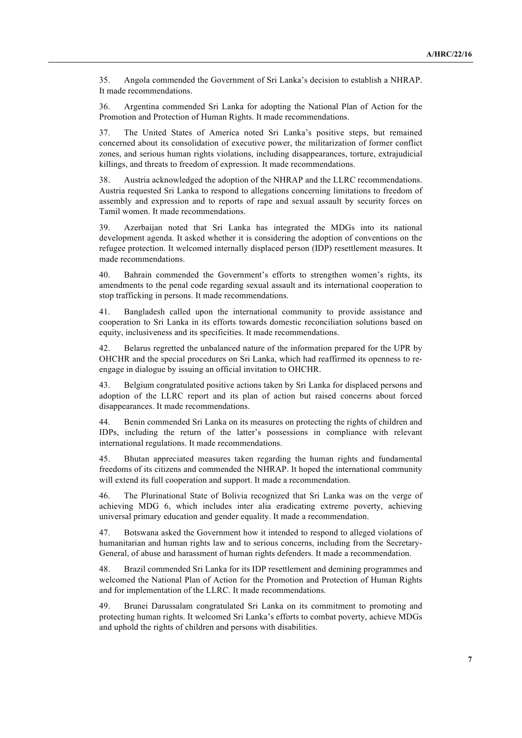35. Angola commended the Government of Sri Lanka's decision to establish a NHRAP. It made recommendations.

36. Argentina commended Sri Lanka for adopting the National Plan of Action for the Promotion and Protection of Human Rights. It made recommendations.

37. The United States of America noted Sri Lanka's positive steps, but remained concerned about its consolidation of executive power, the militarization of former conflict zones, and serious human rights violations, including disappearances, torture, extrajudicial killings, and threats to freedom of expression. It made recommendations.

38. Austria acknowledged the adoption of the NHRAP and the LLRC recommendations. Austria requested Sri Lanka to respond to allegations concerning limitations to freedom of assembly and expression and to reports of rape and sexual assault by security forces on Tamil women. It made recommendations.

39. Azerbaijan noted that Sri Lanka has integrated the MDGs into its national development agenda. It asked whether it is considering the adoption of conventions on the refugee protection. It welcomed internally displaced person (IDP) resettlement measures. It made recommendations.

40. Bahrain commended the Government's efforts to strengthen women's rights, its amendments to the penal code regarding sexual assault and its international cooperation to stop trafficking in persons. It made recommendations.

41. Bangladesh called upon the international community to provide assistance and cooperation to Sri Lanka in its efforts towards domestic reconciliation solutions based on equity, inclusiveness and its specificities. It made recommendations.

42. Belarus regretted the unbalanced nature of the information prepared for the UPR by OHCHR and the special procedures on Sri Lanka, which had reaffirmed its openness to re-engage in dialogue by issuing an official invitation to OHCHR.

43. Belgium congratulated positive actions taken by Sri Lanka for displaced persons and adoption of the LLRC report and its plan of action but raised concerns about forced disappearances. It made recommendations.

44. Benin commended Sri Lanka on its measures on protecting the rights of children and IDPs, including the return of the latter's possessions in compliance with relevant international regulations. It made recommendations.

45. Bhutan appreciated measures taken regarding the human rights and fundamental freedoms of its citizens and commended the NHRAP. It hoped the international community will extend its full cooperation and support. It made a recommendation.

46. The Plurinational State of Bolivia recognized that Sri Lanka was on the verge of achieving MDG 6, which includes inter alia eradicating extreme poverty, achieving universal primary education and gender equality. It made a recommendation.

47. Botswana asked the Government how it intended to respond to alleged violations of humanitarian and human rights law and to serious concerns, including from the Secretary-General, of abuse and harassment of human rights defenders. It made a recommendation.

48. Brazil commended Sri Lanka for its IDP resettlement and demining programmes and welcomed the National Plan of Action for the Promotion and Protection of Human Rights and for implementation of the LLRC. It made recommendations.

49. Brunei Darussalam congratulated Sri Lanka on its commitment to promoting and protecting human rights. It welcomed Sri Lanka's efforts to combat poverty, achieve MDGs and uphold the rights of children and persons with disabilities.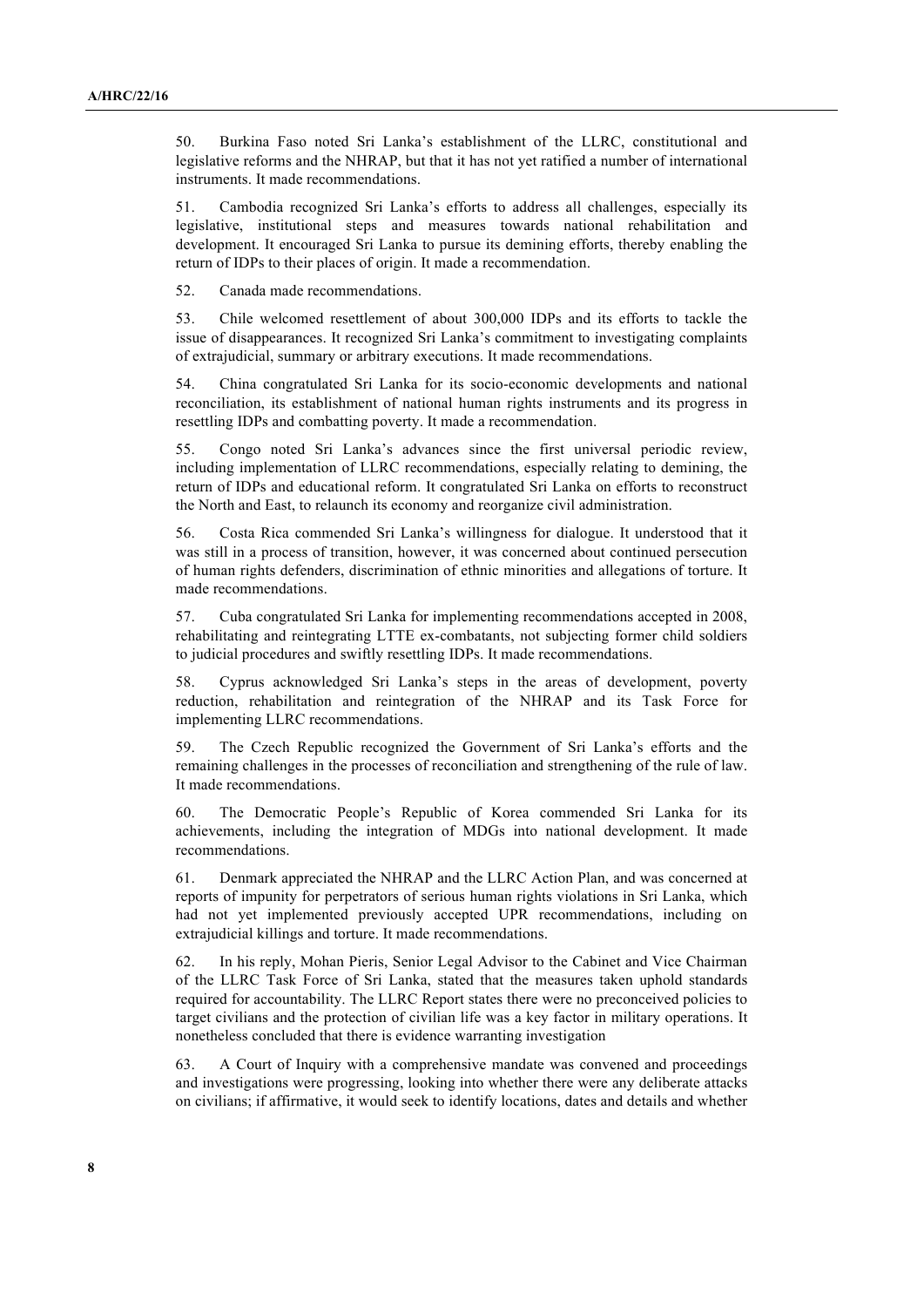50. Burkina Faso noted Sri Lanka's establishment of the LLRC, constitutional and legislative reforms and the NHRAP, but that it has not yet ratified a number of international instruments. It made recommendations.

51. Cambodia recognized Sri Lanka's efforts to address all challenges, especially its legislative, institutional steps and measures towards national rehabilitation and development. It encouraged Sri Lanka to pursue its demining efforts, thereby enabling the return of IDPs to their places of origin. It made a recommendation.

52. Canada made recommendations.

53. Chile welcomed resettlement of about 300,000 IDPs and its efforts to tackle the issue of disappearances. It recognized Sri Lanka's commitment to investigating complaints of extrajudicial, summary or arbitrary executions. It made recommendations.

54. China congratulated Sri Lanka for its socio-economic developments and national reconciliation, its establishment of national human rights instruments and its progress in resettling IDPs and combatting poverty. It made a recommendation.

55. Congo noted Sri Lanka's advances since the first universal periodic review, including implementation of LLRC recommendations, especially relating to demining, the return of IDPs and educational reform. It congratulated Sri Lanka on efforts to reconstruct the North and East, to relaunch its economy and reorganize civil administration.

56. Costa Rica commended Sri Lanka's willingness for dialogue. It understood that it was still in a process of transition, however, it was concerned about continued persecution of human rights defenders, discrimination of ethnic minorities and allegations of torture. It made recommendations.

57. Cuba congratulated Sri Lanka for implementing recommendations accepted in 2008, rehabilitating and reintegrating LTTE ex-combatants, not subjecting former child soldiers to judicial procedures and swiftly resettling IDPs. It made recommendations.

58. Cyprus acknowledged Sri Lanka's steps in the areas of development, poverty reduction, rehabilitation and reintegration of the NHRAP and its Task Force for implementing LLRC recommendations.

59. The Czech Republic recognized the Government of Sri Lanka's efforts and the remaining challenges in the processes of reconciliation and strengthening of the rule of law. It made recommendations.

60. The Democratic People's Republic of Korea commended Sri Lanka for its achievements, including the integration of MDGs into national development. It made recommendations.

61. Denmark appreciated the NHRAP and the LLRC Action Plan, and was concerned at reports of impunity for perpetrators of serious human rights violations in Sri Lanka, which had not yet implemented previously accepted UPR recommendations, including on extrajudicial killings and torture. It made recommendations.

62. In his reply, Mohan Pieris, Senior Legal Advisor to the Cabinet and Vice Chairman of the LLRC Task Force of Sri Lanka, stated that the measures taken uphold standards required for accountability. The LLRC Report states there were no preconceived policies to target civilians and the protection of civilian life was a key factor in military operations. It nonetheless concluded that there is evidence warranting investigation

63. A Court of Inquiry with a comprehensive mandate was convened and proceedings and investigations were progressing, looking into whether there were any deliberate attacks on civilians; if affirmative, it would seek to identify locations, dates and details and whether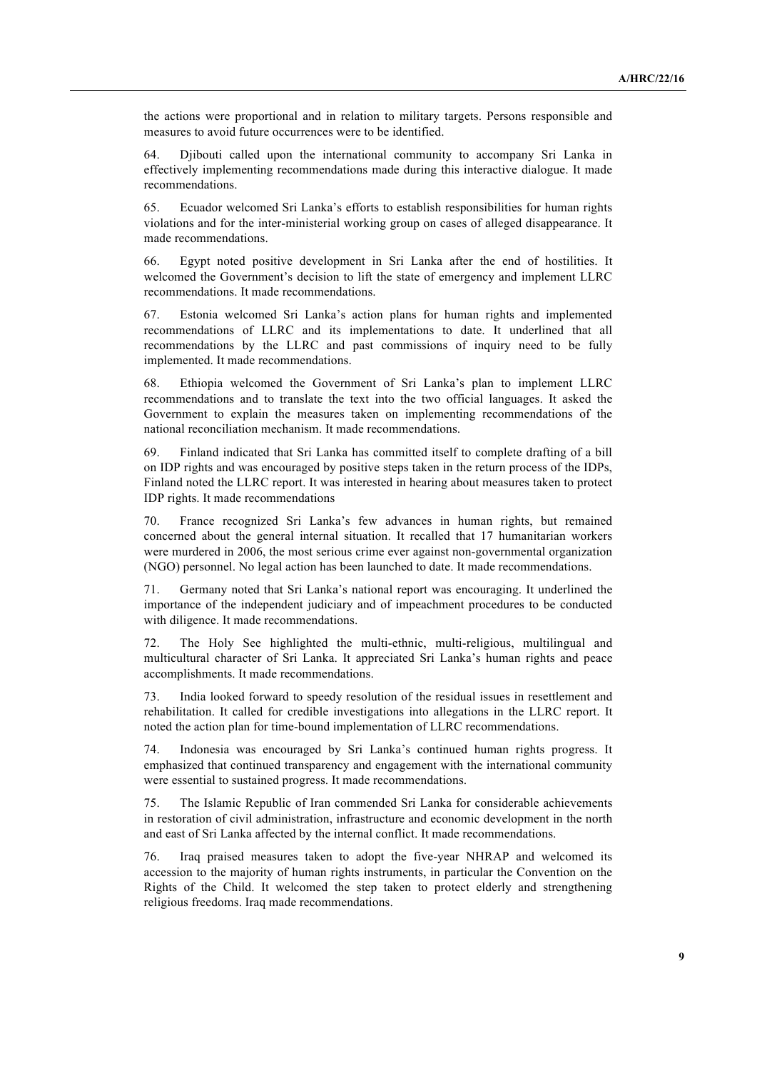the actions were proportional and in relation to military targets. Persons responsible and measures to avoid future occurrences were to be identified.

64. Djibouti called upon the international community to accompany Sri Lanka in effectively implementing recommendations made during this interactive dialogue. It made recommendations.

65. Ecuador welcomed Sri Lanka's efforts to establish responsibilities for human rights violations and for the inter-ministerial working group on cases of alleged disappearance. It made recommendations.

66. Egypt noted positive development in Sri Lanka after the end of hostilities. It welcomed the Government's decision to lift the state of emergency and implement LLRC recommendations. It made recommendations.

67. Estonia welcomed Sri Lanka's action plans for human rights and implemented recommendations of LLRC and its implementations to date. It underlined that all recommendations by the LLRC and past commissions of inquiry need to be fully implemented. It made recommendations.

68. Ethiopia welcomed the Government of Sri Lanka's plan to implement LLRC recommendations and to translate the text into the two official languages. It asked the Government to explain the measures taken on implementing recommendations of the national reconciliation mechanism. It made recommendations.

69. Finland indicated that Sri Lanka has committed itself to complete drafting of a bill on IDP rights and was encouraged by positive steps taken in the return process of the IDPs, Finland noted the LLRC report. It was interested in hearing about measures taken to protect IDP rights. It made recommendations

70. France recognized Sri Lanka's few advances in human rights, but remained concerned about the general internal situation. It recalled that 17 humanitarian workers were murdered in 2006, the most serious crime ever against non-governmental organization (NGO) personnel. No legal action has been launched to date. It made recommendations.

71. Germany noted that Sri Lanka's national report was encouraging. It underlined the importance of the independent judiciary and of impeachment procedures to be conducted with diligence. It made recommendations.

72. The Holy See highlighted the multi-ethnic, multi-religious, multilingual and multicultural character of Sri Lanka. It appreciated Sri Lanka's human rights and peace accomplishments. It made recommendations.

73. India looked forward to speedy resolution of the residual issues in resettlement and rehabilitation. It called for credible investigations into allegations in the LLRC report. It noted the action plan for time-bound implementation of LLRC recommendations.

74. Indonesia was encouraged by Sri Lanka's continued human rights progress. It emphasized that continued transparency and engagement with the international community were essential to sustained progress. It made recommendations.

75. The Islamic Republic of Iran commended Sri Lanka for considerable achievements in restoration of civil administration, infrastructure and economic development in the north and east of Sri Lanka affected by the internal conflict. It made recommendations.

76. Iraq praised measures taken to adopt the five-year NHRAP and welcomed its accession to the majority of human rights instruments, in particular the Convention on the Rights of the Child. It welcomed the step taken to protect elderly and strengthening religious freedoms. Iraq made recommendations.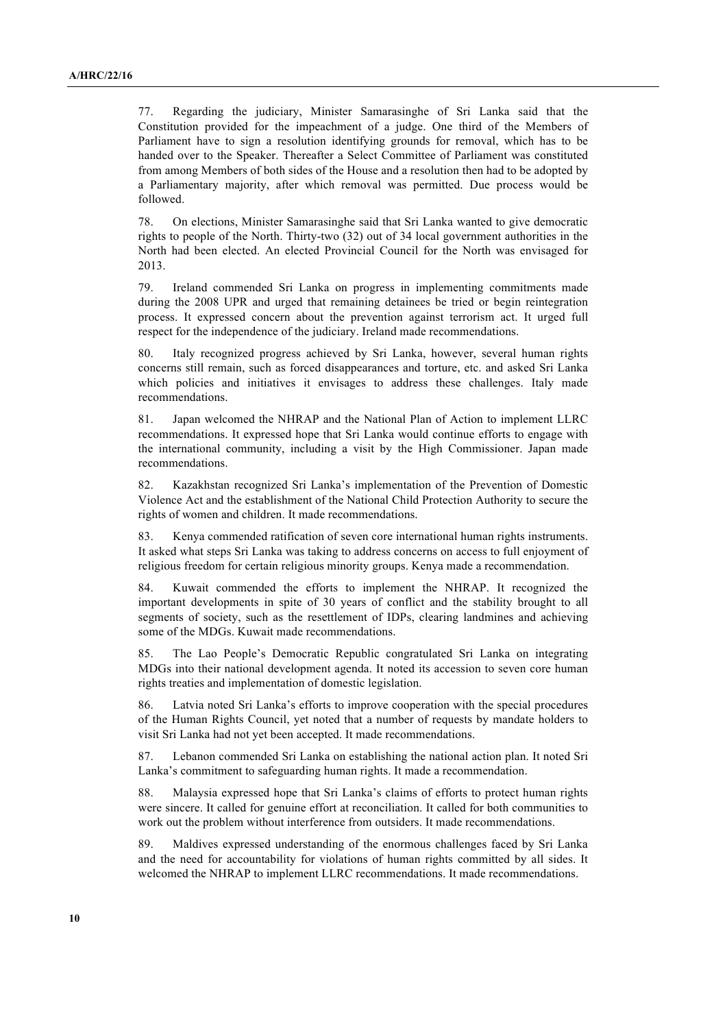77. Regarding the judiciary, Minister Samarasinghe of Sri Lanka said that the Constitution provided for the impeachment of a judge. One third of the Members of Parliament have to sign a resolution identifying grounds for removal, which has to be handed over to the Speaker. Thereafter a Select Committee of Parliament was constituted from among Members of both sides of the House and a resolution then had to be adopted by a Parliamentary majority, after which removal was permitted. Due process would be followed.

78. On elections, Minister Samarasinghe said that Sri Lanka wanted to give democratic rights to people of the North. Thirty-two (32) out of 34 local government authorities in the North had been elected. An elected Provincial Council for the North was envisaged for 2013.

79. Ireland commended Sri Lanka on progress in implementing commitments made during the 2008 UPR and urged that remaining detainees be tried or begin reintegration process. It expressed concern about the prevention against terrorism act. It urged full respect for the independence of the judiciary. Ireland made recommendations.

80. Italy recognized progress achieved by Sri Lanka, however, several human rights concerns still remain, such as forced disappearances and torture, etc. and asked Sri Lanka which policies and initiatives it envisages to address these challenges. Italy made recommendations.

81. Japan welcomed the NHRAP and the National Plan of Action to implement LLRC recommendations. It expressed hope that Sri Lanka would continue efforts to engage with the international community, including a visit by the High Commissioner. Japan made recommendations.

82. Kazakhstan recognized Sri Lanka's implementation of the Prevention of Domestic Violence Act and the establishment of the National Child Protection Authority to secure the rights of women and children. It made recommendations.

83. Kenya commended ratification of seven core international human rights instruments. It asked what steps Sri Lanka was taking to address concerns on access to full enjoyment of religious freedom for certain religious minority groups. Kenya made a recommendation.

84. Kuwait commended the efforts to implement the NHRAP. It recognized the important developments in spite of 30 years of conflict and the stability brought to all segments of society, such as the resettlement of IDPs, clearing landmines and achieving some of the MDGs. Kuwait made recommendations.

85. The Lao People's Democratic Republic congratulated Sri Lanka on integrating MDGs into their national development agenda. It noted its accession to seven core human rights treaties and implementation of domestic legislation.

86. Latvia noted Sri Lanka's efforts to improve cooperation with the special procedures of the Human Rights Council, yet noted that a number of requests by mandate holders to visit Sri Lanka had not yet been accepted. It made recommendations.

87. Lebanon commended Sri Lanka on establishing the national action plan. It noted Sri Lanka's commitment to safeguarding human rights. It made a recommendation.

88. Malaysia expressed hope that Sri Lanka's claims of efforts to protect human rights were sincere. It called for genuine effort at reconciliation. It called for both communities to work out the problem without interference from outsiders. It made recommendations.

89. Maldives expressed understanding of the enormous challenges faced by Sri Lanka and the need for accountability for violations of human rights committed by all sides. It welcomed the NHRAP to implement LLRC recommendations. It made recommendations.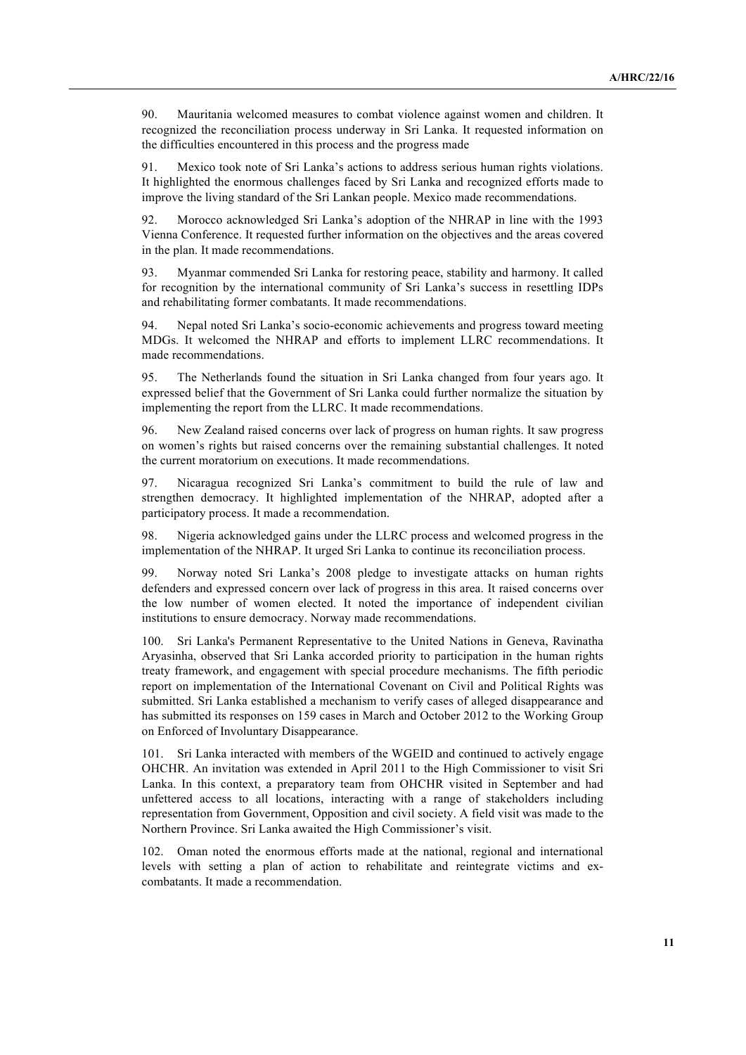90. Mauritania welcomed measures to combat violence against women and children. It recognized the reconciliation process underway in Sri Lanka. It requested information on the difficulties encountered in this process and the progress made

91. Mexico took note of Sri Lanka's actions to address serious human rights violations. It highlighted the enormous challenges faced by Sri Lanka and recognized efforts made to improve the living standard of the Sri Lankan people. Mexico made recommendations.

92. Morocco acknowledged Sri Lanka's adoption of the NHRAP in line with the 1993 Vienna Conference. It requested further information on the objectives and the areas covered in the plan. It made recommendations.

93. Myanmar commended Sri Lanka for restoring peace, stability and harmony. It called for recognition by the international community of Sri Lanka's success in resettling IDPs and rehabilitating former combatants. It made recommendations.

94. Nepal noted Sri Lanka's socio-economic achievements and progress toward meeting MDGs. It welcomed the NHRAP and efforts to implement LLRC recommendations. It made recommendations.

95. The Netherlands found the situation in Sri Lanka changed from four years ago. It expressed belief that the Government of Sri Lanka could further normalize the situation by implementing the report from the LLRC. It made recommendations.

96. New Zealand raised concerns over lack of progress on human rights. It saw progress on women's rights but raised concerns over the remaining substantial challenges. It noted the current moratorium on executions. It made recommendations.

97. Nicaragua recognized Sri Lanka's commitment to build the rule of law and strengthen democracy. It highlighted implementation of the NHRAP, adopted after a participatory process. It made a recommendation.

98. Nigeria acknowledged gains under the LLRC process and welcomed progress in the implementation of the NHRAP. It urged Sri Lanka to continue its reconciliation process.

99. Norway noted Sri Lanka's 2008 pledge to investigate attacks on human rights defenders and expressed concern over lack of progress in this area. It raised concerns over the low number of women elected. It noted the importance of independent civilian institutions to ensure democracy. Norway made recommendations.

100. Sri Lanka's Permanent Representative to the United Nations in Geneva, Ravinatha Aryasinha, observed that Sri Lanka accorded priority to participation in the human rights treaty framework, and engagement with special procedure mechanisms. The fifth periodic report on implementation of the International Covenant on Civil and Political Rights was submitted. Sri Lanka established a mechanism to verify cases of alleged disappearance and has submitted its responses on 159 cases in March and October 2012 to the Working Group on Enforced of Involuntary Disappearance.

101. Sri Lanka interacted with members of the WGEID and continued to actively engage OHCHR. An invitation was extended in April 2011 to the High Commissioner to visit Sri Lanka. In this context, a preparatory team from OHCHR visited in September and had unfettered access to all locations, interacting with a range of stakeholders including representation from Government, Opposition and civil society. A field visit was made to the Northern Province. Sri Lanka awaited the High Commissioner's visit.

102. Oman noted the enormous efforts made at the national, regional and international levels with setting a plan of action to rehabilitate and reintegrate victims and ex-combatants. It made a recommendation.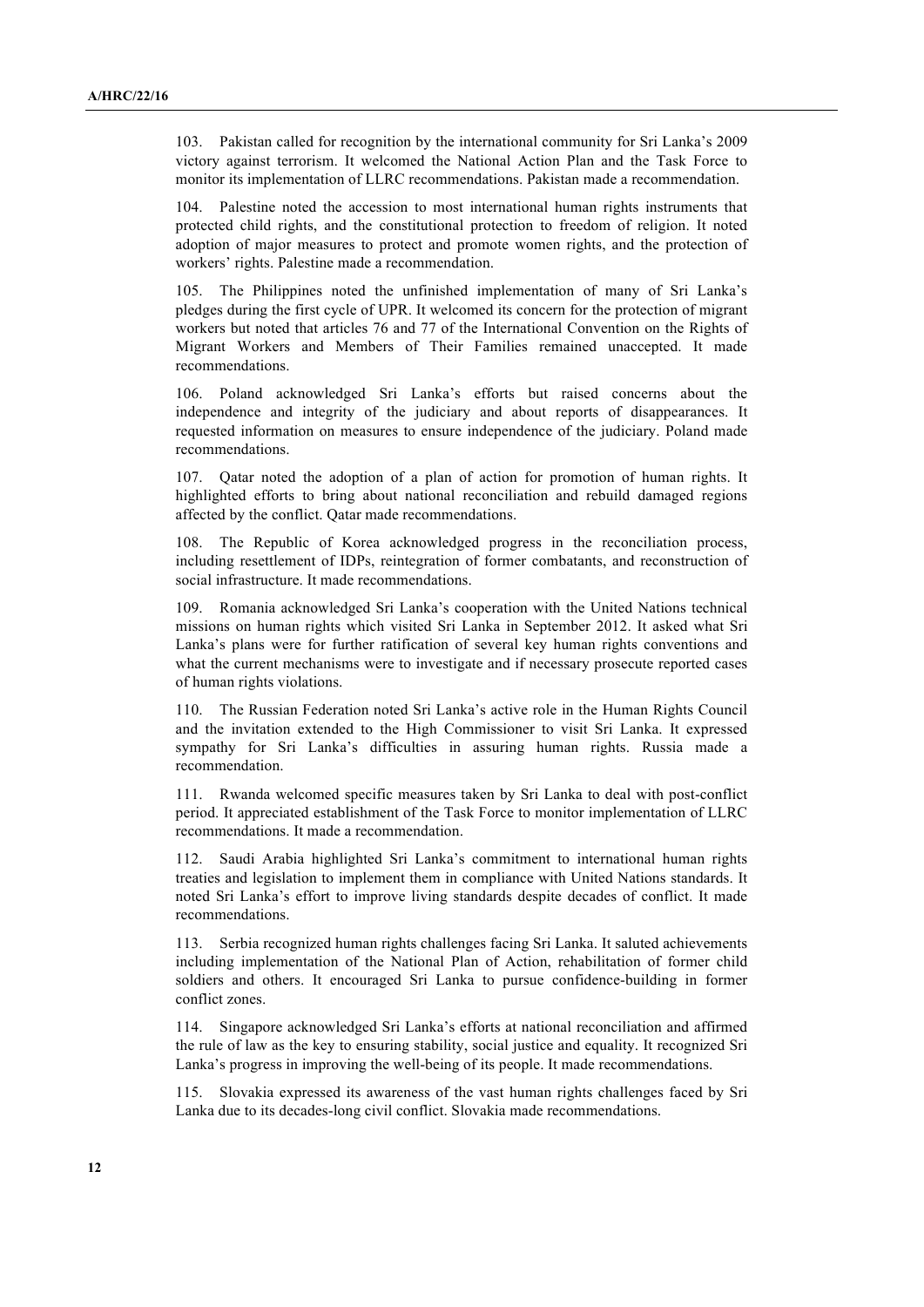103. Pakistan called for recognition by the international community for Sri Lanka's 2009 victory against terrorism. It welcomed the National Action Plan and the Task Force to monitor its implementation of LLRC recommendations. Pakistan made a recommendation.

104. Palestine noted the accession to most international human rights instruments that protected child rights, and the constitutional protection to freedom of religion. It noted adoption of major measures to protect and promote women rights, and the protection of workers' rights. Palestine made a recommendation.

105. The Philippines noted the unfinished implementation of many of Sri Lanka's pledges during the first cycle of UPR. It welcomed its concern for the protection of migrant workers but noted that articles 76 and 77 of the International Convention on the Rights of Migrant Workers and Members of Their Families remained unaccepted. It made recommendations.

106. Poland acknowledged Sri Lanka's efforts but raised concerns about the independence and integrity of the judiciary and about reports of disappearances. It requested information on measures to ensure independence of the judiciary. Poland made recommendations.

107. Qatar noted the adoption of a plan of action for promotion of human rights. It highlighted efforts to bring about national reconciliation and rebuild damaged regions affected by the conflict. Qatar made recommendations.

108. The Republic of Korea acknowledged progress in the reconciliation process, including resettlement of IDPs, reintegration of former combatants, and reconstruction of social infrastructure. It made recommendations.

109. Romania acknowledged Sri Lanka's cooperation with the United Nations technical missions on human rights which visited Sri Lanka in September 2012. It asked what Sri Lanka's plans were for further ratification of several key human rights conventions and what the current mechanisms were to investigate and if necessary prosecute reported cases of human rights violations.

110. The Russian Federation noted Sri Lanka's active role in the Human Rights Council and the invitation extended to the High Commissioner to visit Sri Lanka. It expressed sympathy for Sri Lanka's difficulties in assuring human rights. Russia made a recommendation.

111. Rwanda welcomed specific measures taken by Sri Lanka to deal with post-conflict period. It appreciated establishment of the Task Force to monitor implementation of LLRC recommendations. It made a recommendation.

112. Saudi Arabia highlighted Sri Lanka's commitment to international human rights treaties and legislation to implement them in compliance with United Nations standards. It noted Sri Lanka's effort to improve living standards despite decades of conflict. It made recommendations.

113. Serbia recognized human rights challenges facing Sri Lanka. It saluted achievements including implementation of the National Plan of Action, rehabilitation of former child soldiers and others. It encouraged Sri Lanka to pursue confidence-building in former conflict zones.

114. Singapore acknowledged Sri Lanka's efforts at national reconciliation and affirmed the rule of law as the key to ensuring stability, social justice and equality. It recognized Sri Lanka's progress in improving the well-being of its people. It made recommendations.

115. Slovakia expressed its awareness of the vast human rights challenges faced by Sri Lanka due to its decades-long civil conflict. Slovakia made recommendations.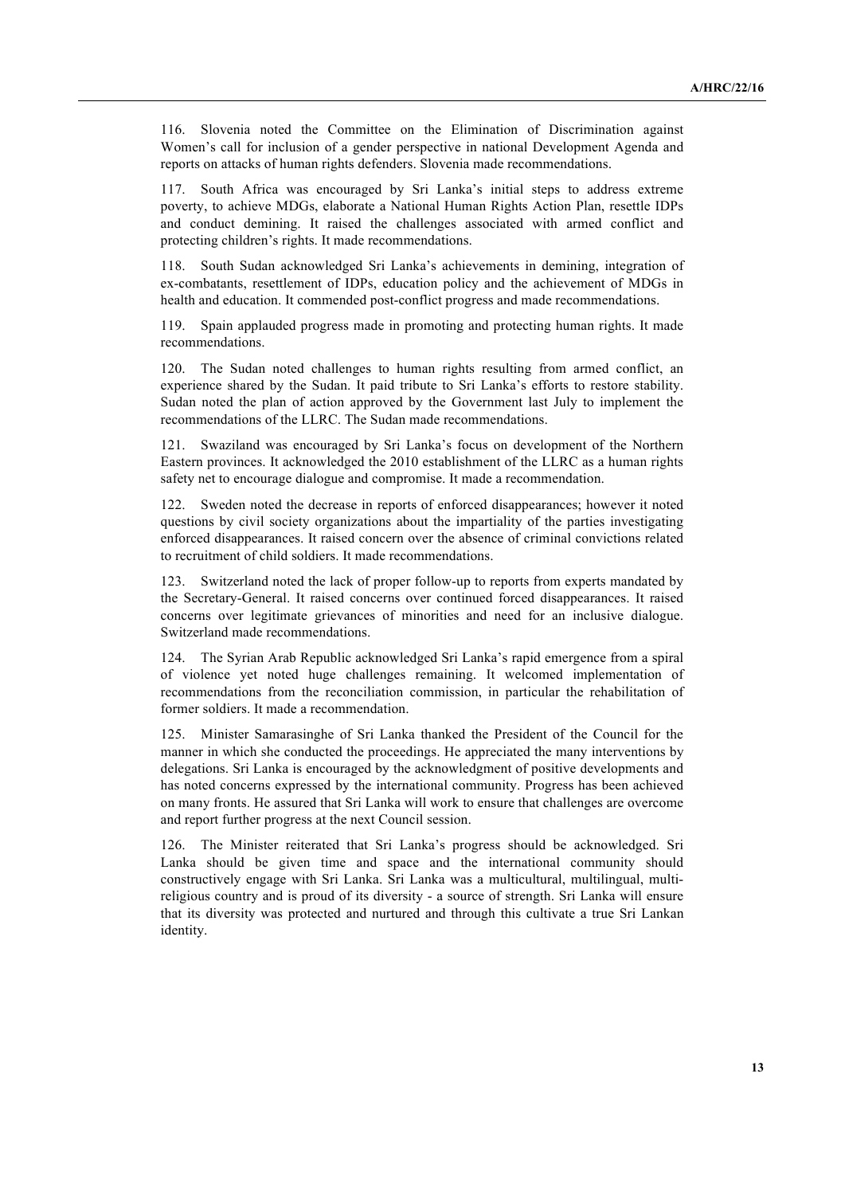116. Slovenia noted the Committee on the Elimination of Discrimination against Women's call for inclusion of a gender perspective in national Development Agenda and reports on attacks of human rights defenders. Slovenia made recommendations.

117. South Africa was encouraged by Sri Lanka's initial steps to address extreme poverty, to achieve MDGs, elaborate a National Human Rights Action Plan, resettle IDPs and conduct demining. It raised the challenges associated with armed conflict and protecting children's rights. It made recommendations.

118. South Sudan acknowledged Sri Lanka's achievements in demining, integration of ex-combatants, resettlement of IDPs, education policy and the achievement of MDGs in health and education. It commended post-conflict progress and made recommendations.

119. Spain applauded progress made in promoting and protecting human rights. It made recommendations.

120. The Sudan noted challenges to human rights resulting from armed conflict, an experience shared by the Sudan. It paid tribute to Sri Lanka's efforts to restore stability. Sudan noted the plan of action approved by the Government last July to implement the recommendations of the LLRC. The Sudan made recommendations.

121. Swaziland was encouraged by Sri Lanka's focus on development of the Northern Eastern provinces. It acknowledged the 2010 establishment of the LLRC as a human rights safety net to encourage dialogue and compromise. It made a recommendation.

122. Sweden noted the decrease in reports of enforced disappearances; however it noted questions by civil society organizations about the impartiality of the parties investigating enforced disappearances. It raised concern over the absence of criminal convictions related to recruitment of child soldiers. It made recommendations.

123. Switzerland noted the lack of proper follow-up to reports from experts mandated by the Secretary-General. It raised concerns over continued forced disappearances. It raised concerns over legitimate grievances of minorities and need for an inclusive dialogue. Switzerland made recommendations.

124. The Syrian Arab Republic acknowledged Sri Lanka's rapid emergence from a spiral of violence yet noted huge challenges remaining. It welcomed implementation of recommendations from the reconciliation commission, in particular the rehabilitation of former soldiers. It made a recommendation.

125. Minister Samarasinghe of Sri Lanka thanked the President of the Council for the manner in which she conducted the proceedings. He appreciated the many interventions by delegations. Sri Lanka is encouraged by the acknowledgment of positive developments and has noted concerns expressed by the international community. Progress has been achieved on many fronts. He assured that Sri Lanka will work to ensure that challenges are overcome and report further progress at the next Council session.

126. The Minister reiterated that Sri Lanka's progress should be acknowledged. Sri Lanka should be given time and space and the international community should constructively engage with Sri Lanka. Sri Lanka was a multicultural, multilingual, multi-religious country and is proud of its diversity - a source of strength. Sri Lanka will ensure that its diversity was protected and nurtured and through this cultivate a true Sri Lankan identity.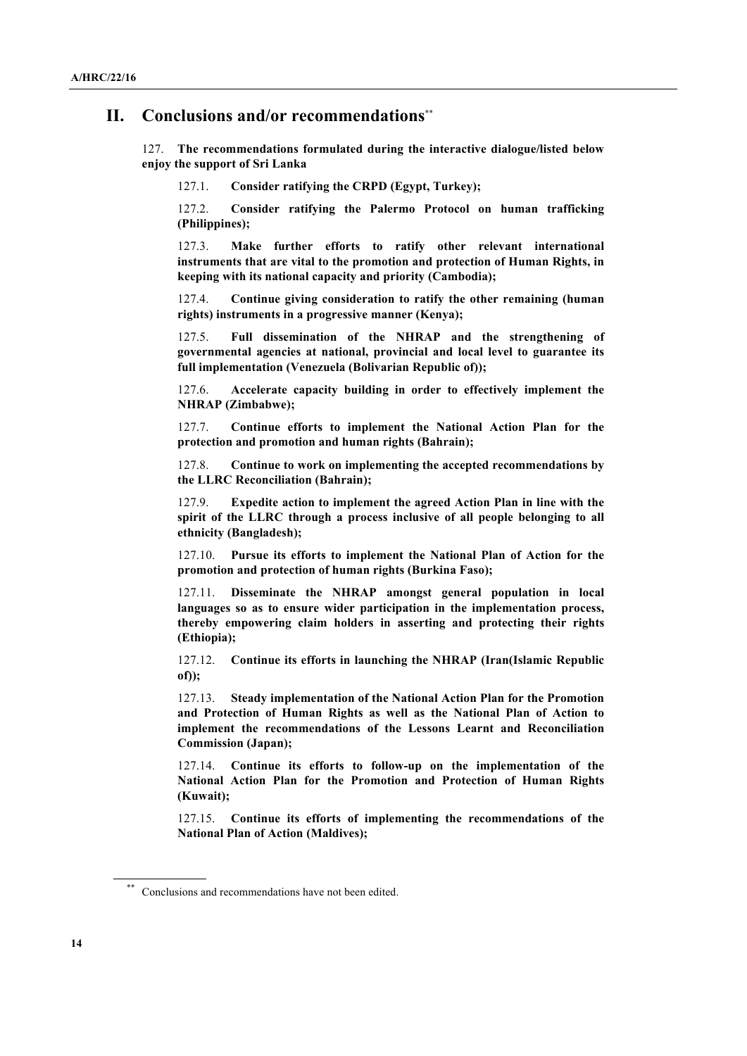## II. Conclusions and/or recommendations**

127. **The recommendations formulated during the interactive dialogue/listed below enjoy the support of Sri Lanka**

127.1. **Consider ratifying the CRPD (Egypt, Turkey);**

127.2. **Consider ratifying the Palermo Protocol on human trafficking (Philippines);**

127.3. **Make further efforts to ratify other relevant international instruments that are vital to the promotion and protection of Human Rights, in keeping with its national capacity and priority (Cambodia);**

127.4. **Continue giving consideration to ratify the other remaining (human rights) instruments in a progressive manner (Kenya);**

127.5. **Full dissemination of the NHRAP and the strengthening of governmental agencies at national, provincial and local level to guarantee its full implementation (Venezuela (Bolivarian Republic of));**

127.6. **Accelerate capacity building in order to effectively implement the NHRAP (Zimbabwe);**

127.7. **Continue efforts to implement the National Action Plan for the protection and promotion and human rights (Bahrain);**

127.8. **Continue to work on implementing the accepted recommendations by the LLRC Reconciliation (Bahrain);**

127.9. **Expedite action to implement the agreed Action Plan in line with the spirit of the LLRC through a process inclusive of all people belonging to all ethnicity (Bangladesh);**

127.10. **Pursue its efforts to implement the National Plan of Action for the promotion and protection of human rights (Burkina Faso);**

127.11. **Disseminate the NHRAP amongst general population in local languages so as to ensure wider participation in the implementation process, thereby empowering claim holders in asserting and protecting their rights (Ethiopia);**

127.12. **Continue its efforts in launching the NHRAP (Iran(Islamic Republic of));**

127.13. **Steady implementation of the National Action Plan for the Promotion and Protection of Human Rights as well as the National Plan of Action to implement the recommendations of the Lessons Learnt and Reconciliation Commission (Japan);**

127.14. **Continue its efforts to follow-up on the implementation of the National Action Plan for the Promotion and Protection of Human Rights (Kuwait);**

127.15. **Continue its efforts of implementing the recommendations of the National Plan of Action (Maldives);**

---

** Conclusions and recommendations have not been edited.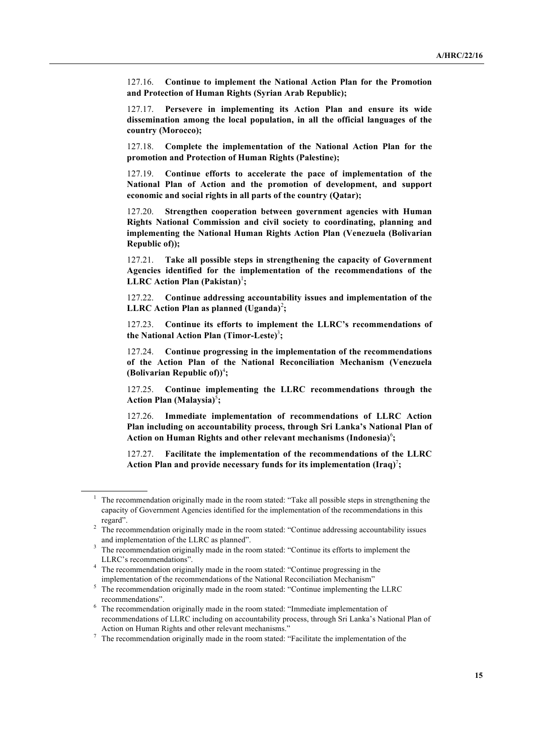127.16. **Continue to implement the National Action Plan for the Promotion and Protection of Human Rights (Syrian Arab Republic);**

127.17. **Persevere in implementing its Action Plan and ensure its wide dissemination among the local population, in all the official languages of the country (Morocco);**

127.18. **Complete the implementation of the National Action Plan for the promotion and Protection of Human Rights (Palestine);**

127.19. **Continue efforts to accelerate the pace of implementation of the National Plan of Action and the promotion of development, and support economic and social rights in all parts of the country (Qatar);**

127.20. **Strengthen cooperation between government agencies with Human Rights National Commission and civil society to coordinating, planning and implementing the National Human Rights Action Plan (Venezuela (Bolivarian Republic of));**

127.21. **Take all possible steps in strengthening the capacity of Government Agencies identified for the implementation of the recommendations of the LLRC Action Plan (Pakistan)**[1]**;**

127.22. **Continue addressing accountability issues and implementation of the LLRC Action Plan as planned (Uganda)**[2]**;**

127.23. **Continue its efforts to implement the LLRC's recommendations of the National Action Plan (Timor-Leste)**[3]**;**

127.24. **Continue progressing in the implementation of the recommendations of the Action Plan of the National Reconciliation Mechanism (Venezuela (Bolivarian Republic of))**[4]**;**

127.25. **Continue implementing the LLRC recommendations through the Action Plan (Malaysia)**[5]**;**

127.26. **Immediate implementation of recommendations of LLRC Action Plan including on accountability process, through Sri Lanka's National Plan of Action on Human Rights and other relevant mechanisms (Indonesia)**[6]**;**

127.27. **Facilitate the implementation of the recommendations of the LLRC Action Plan and provide necessary funds for its implementation (Iraq)**[7]**;**

---

[1] The recommendation originally made in the room stated: "Take all possible steps in strengthening the capacity of Government Agencies identified for the implementation of the recommendations in this regard".

[2] The recommendation originally made in the room stated: "Continue addressing accountability issues and implementation of the LLRC as planned".

[3] The recommendation originally made in the room stated: "Continue its efforts to implement the LLRC's recommendations".

[4] The recommendation originally made in the room stated: "Continue progressing in the implementation of the recommendations of the National Reconciliation Mechanism"

[5] The recommendation originally made in the room stated: "Continue implementing the LLRC recommendations".

[6] The recommendation originally made in the room stated: "Immediate implementation of recommendations of LLRC including on accountability process, through Sri Lanka's National Plan of Action on Human Rights and other relevant mechanisms."

[7] The recommendation originally made in the room stated: "Facilitate the implementation of the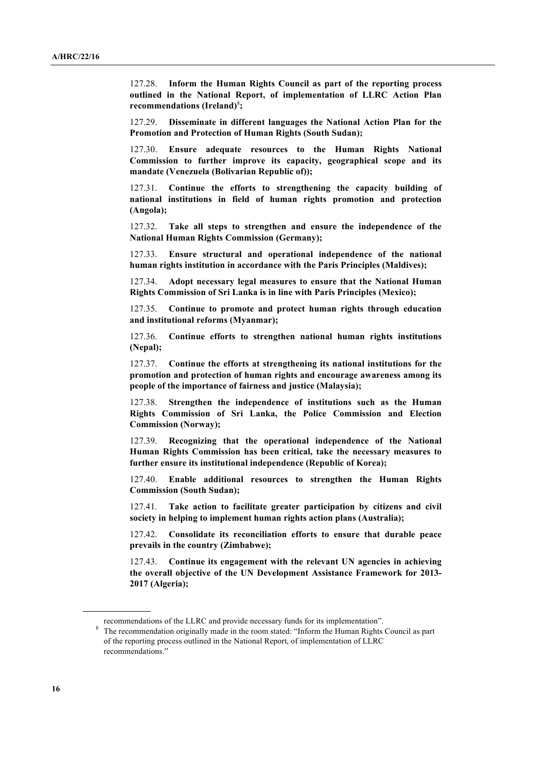127.28. **Inform the Human Rights Council as part of the reporting process outlined in the National Report, of implementation of LLRC Action Plan recommendations (Ireland)**[8]**;**

127.29. **Disseminate in different languages the National Action Plan for the Promotion and Protection of Human Rights (South Sudan);**

127.30. **Ensure adequate resources to the Human Rights National Commission to further improve its capacity, geographical scope and its mandate (Venezuela (Bolivarian Republic of));**

127.31. **Continue the efforts to strengthening the capacity building of national institutions in field of human rights promotion and protection (Angola);**

127.32. **Take all steps to strengthen and ensure the independence of the National Human Rights Commission (Germany);**

127.33. **Ensure structural and operational independence of the national human rights institution in accordance with the Paris Principles (Maldives);**

127.34. **Adopt necessary legal measures to ensure that the National Human Rights Commission of Sri Lanka is in line with Paris Principles (Mexico);**

127.35. **Continue to promote and protect human rights through education and institutional reforms (Myanmar);**

127.36. **Continue efforts to strengthen national human rights institutions (Nepal);**

127.37. **Continue the efforts at strengthening its national institutions for the promotion and protection of human rights and encourage awareness among its people of the importance of fairness and justice (Malaysia);**

127.38. **Strengthen the independence of institutions such as the Human Rights Commission of Sri Lanka, the Police Commission and Election Commission (Norway);**

127.39. **Recognizing that the operational independence of the National Human Rights Commission has been critical, take the necessary measures to further ensure its institutional independence (Republic of Korea);**

127.40. **Enable additional resources to strengthen the Human Rights Commission (South Sudan);**

127.41. **Take action to facilitate greater participation by citizens and civil society in helping to implement human rights action plans (Australia);**

127.42. **Consolidate its reconciliation efforts to ensure that durable peace prevails in the country (Zimbabwe);**

127.43. **Continue its engagement with the relevant UN agencies in achieving the overall objective of the UN Development Assistance Framework for 2013-2017 (Algeria);**

---

recommendations of the LLRC and provide necessary funds for its implementation".

[8] The recommendation originally made in the room stated: "Inform the Human Rights Council as part of the reporting process outlined in the National Report, of implementation of LLRC recommendations."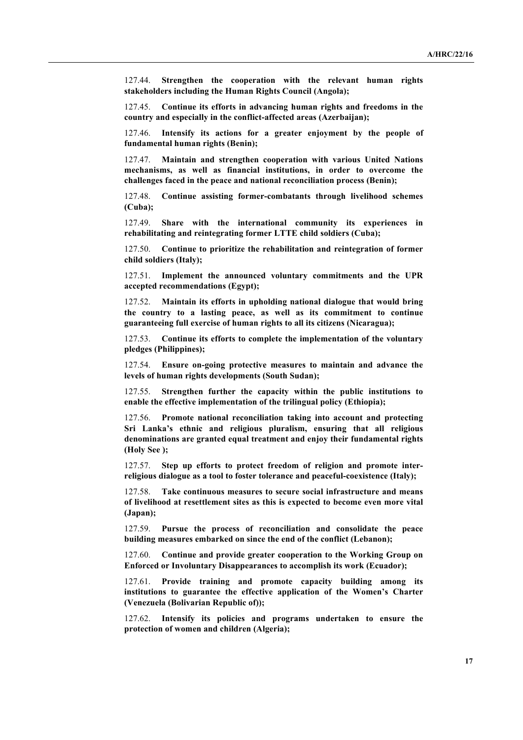127.44. **Strengthen the cooperation with the relevant human rights stakeholders including the Human Rights Council (Angola);**

127.45. **Continue its efforts in advancing human rights and freedoms in the country and especially in the conflict-affected areas (Azerbaijan);**

127.46. **Intensify its actions for a greater enjoyment by the people of fundamental human rights (Benin);**

127.47. **Maintain and strengthen cooperation with various United Nations mechanisms, as well as financial institutions, in order to overcome the challenges faced in the peace and national reconciliation process (Benin);**

127.48. **Continue assisting former-combatants through livelihood schemes (Cuba);**

127.49. **Share with the international community its experiences in rehabilitating and reintegrating former LTTE child soldiers (Cuba);**

127.50. **Continue to prioritize the rehabilitation and reintegration of former child soldiers (Italy);**

127.51. **Implement the announced voluntary commitments and the UPR accepted recommendations (Egypt);**

127.52. **Maintain its efforts in upholding national dialogue that would bring the country to a lasting peace, as well as its commitment to continue guaranteeing full exercise of human rights to all its citizens (Nicaragua);**

127.53. **Continue its efforts to complete the implementation of the voluntary pledges (Philippines);**

127.54. **Ensure on-going protective measures to maintain and advance the levels of human rights developments (South Sudan);**

127.55. **Strengthen further the capacity within the public institutions to enable the effective implementation of the trilingual policy (Ethiopia);**

127.56. **Promote national reconciliation taking into account and protecting Sri Lanka's ethnic and religious pluralism, ensuring that all religious denominations are granted equal treatment and enjoy their fundamental rights (Holy See );**

127.57. **Step up efforts to protect freedom of religion and promote inter-religious dialogue as a tool to foster tolerance and peaceful-coexistence (Italy);**

127.58. **Take continuous measures to secure social infrastructure and means of livelihood at resettlement sites as this is expected to become even more vital (Japan);**

127.59. **Pursue the process of reconciliation and consolidate the peace building measures embarked on since the end of the conflict (Lebanon);**

127.60. **Continue and provide greater cooperation to the Working Group on Enforced or Involuntary Disappearances to accomplish its work (Ecuador);**

127.61. **Provide training and promote capacity building among its institutions to guarantee the effective application of the Women's Charter (Venezuela (Bolivarian Republic of));**

127.62. **Intensify its policies and programs undertaken to ensure the protection of women and children (Algeria);**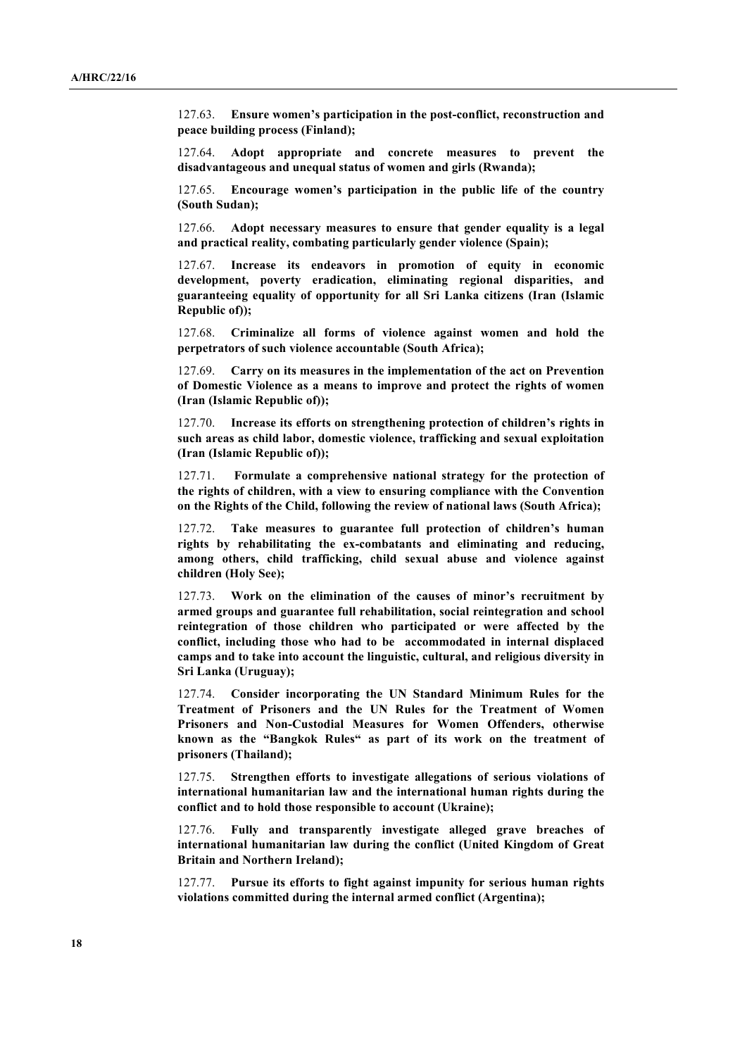127.63. **Ensure women's participation in the post-conflict, reconstruction and peace building process (Finland);**

127.64. **Adopt appropriate and concrete measures to prevent the disadvantageous and unequal status of women and girls (Rwanda);**

127.65. **Encourage women's participation in the public life of the country (South Sudan);**

127.66. **Adopt necessary measures to ensure that gender equality is a legal and practical reality, combating particularly gender violence (Spain);**

127.67. **Increase its endeavors in promotion of equity in economic development, poverty eradication, eliminating regional disparities, and guaranteeing equality of opportunity for all Sri Lanka citizens (Iran (Islamic Republic of));**

127.68. **Criminalize all forms of violence against women and hold the perpetrators of such violence accountable (South Africa);**

127.69. **Carry on its measures in the implementation of the act on Prevention of Domestic Violence as a means to improve and protect the rights of women (Iran (Islamic Republic of));**

127.70. **Increase its efforts on strengthening protection of children's rights in such areas as child labor, domestic violence, trafficking and sexual exploitation (Iran (Islamic Republic of));**

127.71. **Formulate a comprehensive national strategy for the protection of the rights of children, with a view to ensuring compliance with the Convention on the Rights of the Child, following the review of national laws (South Africa);**

127.72. **Take measures to guarantee full protection of children's human rights by rehabilitating the ex-combatants and eliminating and reducing, among others, child trafficking, child sexual abuse and violence against children (Holy See);**

127.73. **Work on the elimination of the causes of minor's recruitment by armed groups and guarantee full rehabilitation, social reintegration and school reintegration of those children who participated or were affected by the conflict, including those who had to be accommodated in internal displaced camps and to take into account the linguistic, cultural, and religious diversity in Sri Lanka (Uruguay);**

127.74. **Consider incorporating the UN Standard Minimum Rules for the Treatment of Prisoners and the UN Rules for the Treatment of Women Prisoners and Non-Custodial Measures for Women Offenders, otherwise known as the "Bangkok Rules" as part of its work on the treatment of prisoners (Thailand);**

127.75. **Strengthen efforts to investigate allegations of serious violations of international humanitarian law and the international human rights during the conflict and to hold those responsible to account (Ukraine);**

127.76. **Fully and transparently investigate alleged grave breaches of international humanitarian law during the conflict (United Kingdom of Great Britain and Northern Ireland);**

127.77. **Pursue its efforts to fight against impunity for serious human rights violations committed during the internal armed conflict (Argentina);**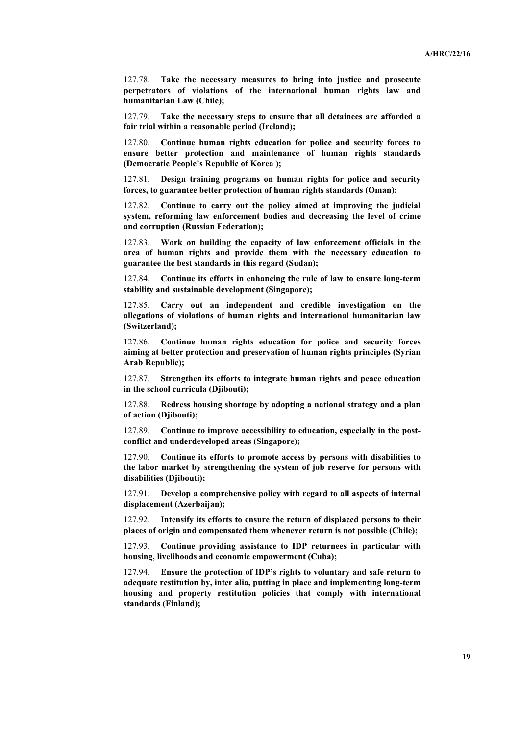127.78. **Take the necessary measures to bring into justice and prosecute perpetrators of violations of the international human rights law and humanitarian Law (Chile);**

127.79. **Take the necessary steps to ensure that all detainees are afforded a fair trial within a reasonable period (Ireland);**

127.80. **Continue human rights education for police and security forces to ensure better protection and maintenance of human rights standards (Democratic People's Republic of Korea );**

127.81. **Design training programs on human rights for police and security forces, to guarantee better protection of human rights standards (Oman);**

127.82. **Continue to carry out the policy aimed at improving the judicial system, reforming law enforcement bodies and decreasing the level of crime and corruption (Russian Federation);**

127.83. **Work on building the capacity of law enforcement officials in the area of human rights and provide them with the necessary education to guarantee the best standards in this regard (Sudan);**

127.84. **Continue its efforts in enhancing the rule of law to ensure long-term stability and sustainable development (Singapore);**

127.85. **Carry out an independent and credible investigation on the allegations of violations of human rights and international humanitarian law (Switzerland);**

127.86. **Continue human rights education for police and security forces aiming at better protection and preservation of human rights principles (Syrian Arab Republic);**

127.87. **Strengthen its efforts to integrate human rights and peace education in the school curricula (Djibouti);**

127.88. **Redress housing shortage by adopting a national strategy and a plan of action (Djibouti);**

127.89. **Continue to improve accessibility to education, especially in the post-conflict and underdeveloped areas (Singapore);**

127.90. **Continue its efforts to promote access by persons with disabilities to the labor market by strengthening the system of job reserve for persons with disabilities (Djibouti);**

127.91. **Develop a comprehensive policy with regard to all aspects of internal displacement (Azerbaijan);**

127.92. **Intensify its efforts to ensure the return of displaced persons to their places of origin and compensated them whenever return is not possible (Chile);**

127.93. **Continue providing assistance to IDP returnees in particular with housing, livelihoods and economic empowerment (Cuba);**

127.94. **Ensure the protection of IDP's rights to voluntary and safe return to adequate restitution by, inter alia, putting in place and implementing long-term housing and property restitution policies that comply with international standards (Finland);**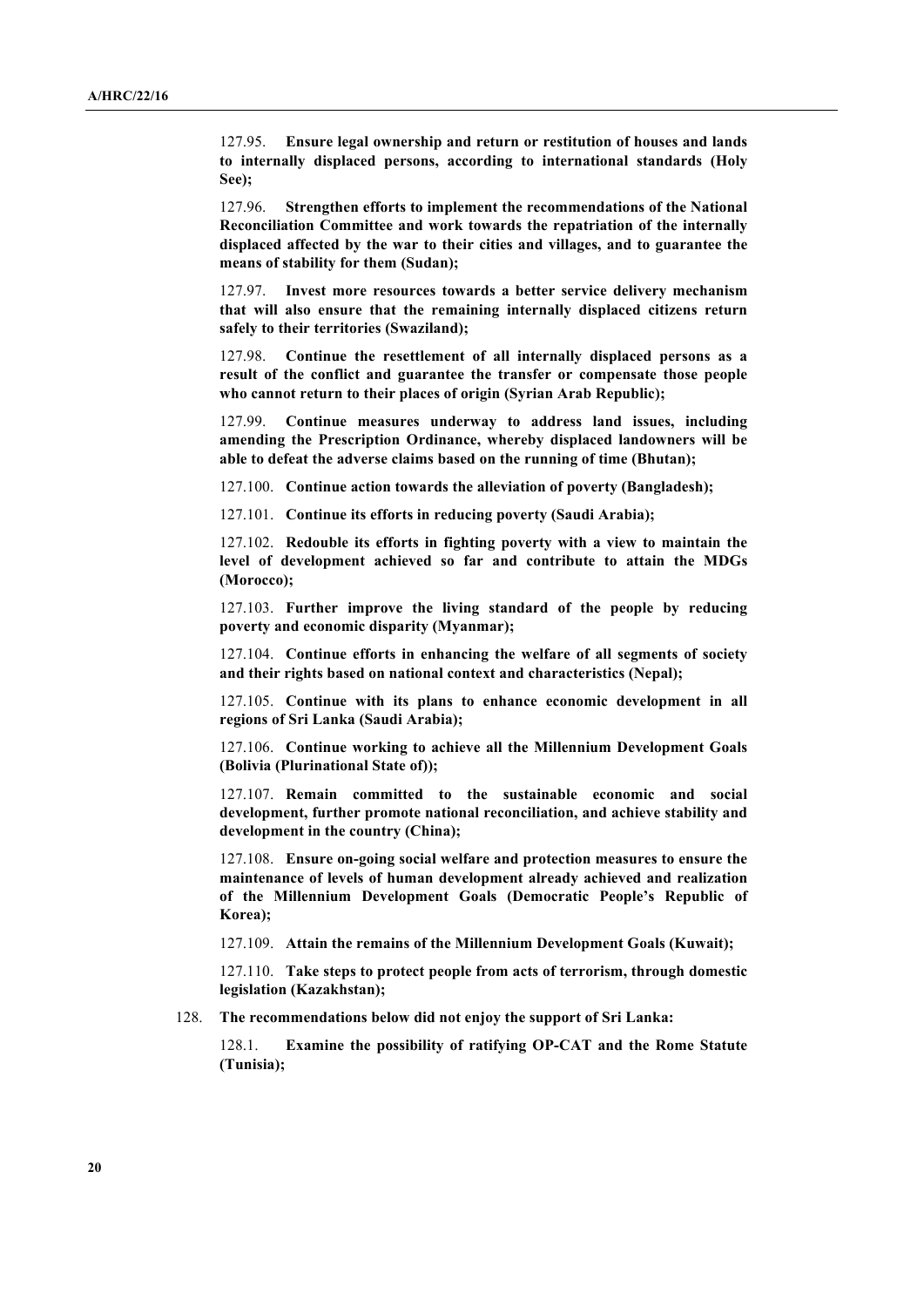127.95. **Ensure legal ownership and return or restitution of houses and lands to internally displaced persons, according to international standards (Holy See);**

127.96. **Strengthen efforts to implement the recommendations of the National Reconciliation Committee and work towards the repatriation of the internally displaced affected by the war to their cities and villages, and to guarantee the means of stability for them (Sudan);**

127.97. **Invest more resources towards a better service delivery mechanism that will also ensure that the remaining internally displaced citizens return safely to their territories (Swaziland);**

127.98. **Continue the resettlement of all internally displaced persons as a result of the conflict and guarantee the transfer or compensate those people who cannot return to their places of origin (Syrian Arab Republic);**

127.99. **Continue measures underway to address land issues, including amending the Prescription Ordinance, whereby displaced landowners will be able to defeat the adverse claims based on the running of time (Bhutan);**

127.100. **Continue action towards the alleviation of poverty (Bangladesh);**

127.101. **Continue its efforts in reducing poverty (Saudi Arabia);**

127.102. **Redouble its efforts in fighting poverty with a view to maintain the level of development achieved so far and contribute to attain the MDGs (Morocco);**

127.103. **Further improve the living standard of the people by reducing poverty and economic disparity (Myanmar);**

127.104. **Continue efforts in enhancing the welfare of all segments of society and their rights based on national context and characteristics (Nepal);**

127.105. **Continue with its plans to enhance economic development in all regions of Sri Lanka (Saudi Arabia);**

127.106. **Continue working to achieve all the Millennium Development Goals (Bolivia (Plurinational State of));**

127.107. **Remain committed to the sustainable economic and social development, further promote national reconciliation, and achieve stability and development in the country (China);**

127.108. **Ensure on-going social welfare and protection measures to ensure the maintenance of levels of human development already achieved and realization of the Millennium Development Goals (Democratic People's Republic of Korea);**

127.109. **Attain the remains of the Millennium Development Goals (Kuwait);**

127.110. **Take steps to protect people from acts of terrorism, through domestic legislation (Kazakhstan);**

128. **The recommendations below did not enjoy the support of Sri Lanka:**

128.1. **Examine the possibility of ratifying OP-CAT and the Rome Statute (Tunisia);**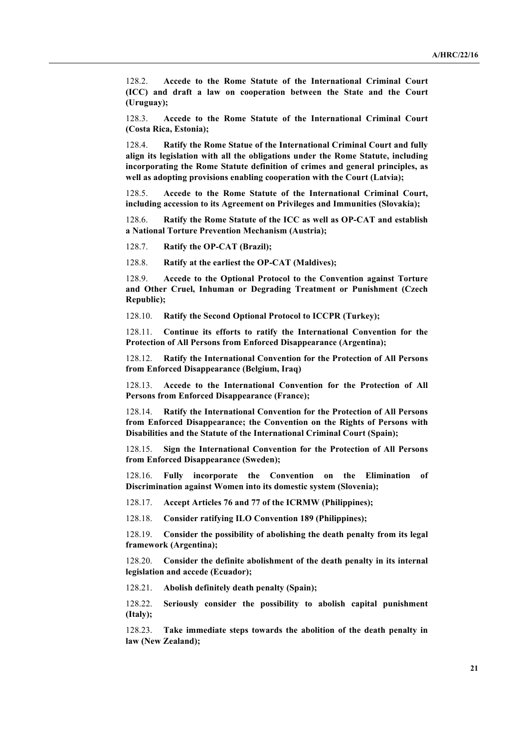128.2. **Accede to the Rome Statute of the International Criminal Court (ICC) and draft a law on cooperation between the State and the Court (Uruguay);**

128.3. **Accede to the Rome Statute of the International Criminal Court (Costa Rica, Estonia);**

128.4. **Ratify the Rome Statue of the International Criminal Court and fully align its legislation with all the obligations under the Rome Statute, including incorporating the Rome Statute definition of crimes and general principles, as well as adopting provisions enabling cooperation with the Court (Latvia);**

128.5. **Accede to the Rome Statute of the International Criminal Court, including accession to its Agreement on Privileges and Immunities (Slovakia);**

128.6. **Ratify the Rome Statute of the ICC as well as OP-CAT and establish a National Torture Prevention Mechanism (Austria);**

128.7. **Ratify the OP-CAT (Brazil);**

128.8. **Ratify at the earliest the OP-CAT (Maldives);**

128.9. **Accede to the Optional Protocol to the Convention against Torture and Other Cruel, Inhuman or Degrading Treatment or Punishment (Czech Republic);**

128.10. **Ratify the Second Optional Protocol to ICCPR (Turkey);**

128.11. **Continue its efforts to ratify the International Convention for the Protection of All Persons from Enforced Disappearance (Argentina);**

128.12. **Ratify the International Convention for the Protection of All Persons from Enforced Disappearance (Belgium, Iraq)**

128.13. **Accede to the International Convention for the Protection of All Persons from Enforced Disappearance (France);**

128.14. **Ratify the International Convention for the Protection of All Persons from Enforced Disappearance; the Convention on the Rights of Persons with Disabilities and the Statute of the International Criminal Court (Spain);**

128.15. **Sign the International Convention for the Protection of All Persons from Enforced Disappearance (Sweden);**

128.16. **Fully incorporate the Convention on the Elimination of Discrimination against Women into its domestic system (Slovenia);**

128.17. **Accept Articles 76 and 77 of the ICRMW (Philippines);**

128.18. **Consider ratifying ILO Convention 189 (Philippines);**

128.19. **Consider the possibility of abolishing the death penalty from its legal framework (Argentina);**

128.20. **Consider the definite abolishment of the death penalty in its internal legislation and accede (Ecuador);**

128.21. **Abolish definitely death penalty (Spain);**

128.22. **Seriously consider the possibility to abolish capital punishment (Italy);**

128.23. **Take immediate steps towards the abolition of the death penalty in law (New Zealand);**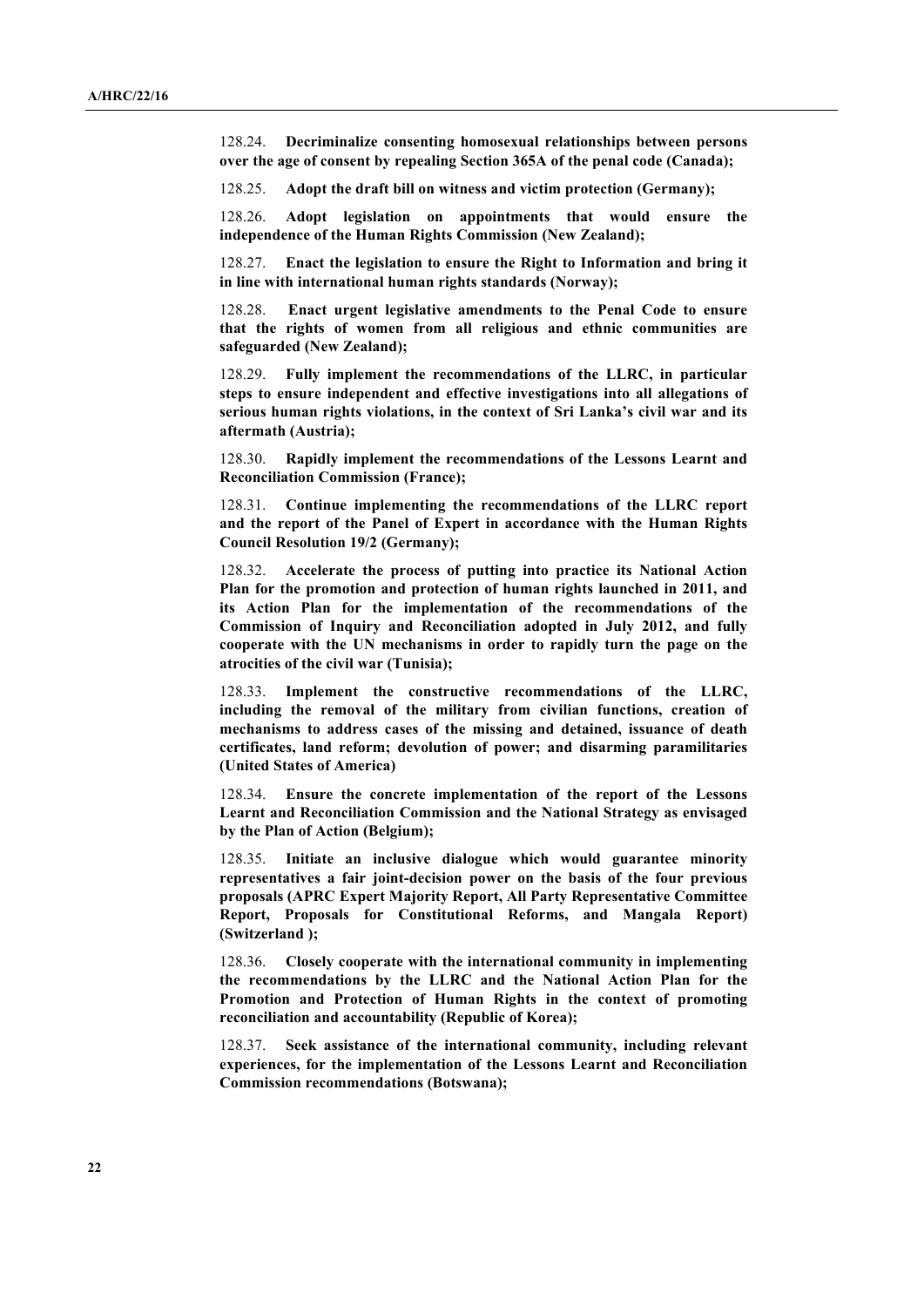128.24. **Decriminalize consenting homosexual relationships between persons over the age of consent by repealing Section 365A of the penal code (Canada);**

128.25. **Adopt the draft bill on witness and victim protection (Germany);**

128.26. **Adopt legislation on appointments that would ensure the independence of the Human Rights Commission (New Zealand);**

128.27. **Enact the legislation to ensure the Right to Information and bring it in line with international human rights standards (Norway);**

128.28. **Enact urgent legislative amendments to the Penal Code to ensure that the rights of women from all religious and ethnic communities are safeguarded (New Zealand);**

128.29. **Fully implement the recommendations of the LLRC, in particular steps to ensure independent and effective investigations into all allegations of serious human rights violations, in the context of Sri Lanka's civil war and its aftermath (Austria);**

128.30. **Rapidly implement the recommendations of the Lessons Learnt and Reconciliation Commission (France);**

128.31. **Continue implementing the recommendations of the LLRC report and the report of the Panel of Expert in accordance with the Human Rights Council Resolution 19/2 (Germany);**

128.32. **Accelerate the process of putting into practice its National Action Plan for the promotion and protection of human rights launched in 2011, and its Action Plan for the implementation of the recommendations of the Commission of Inquiry and Reconciliation adopted in July 2012, and fully cooperate with the UN mechanisms in order to rapidly turn the page on the atrocities of the civil war (Tunisia);**

128.33. **Implement the constructive recommendations of the LLRC, including the removal of the military from civilian functions, creation of mechanisms to address cases of the missing and detained, issuance of death certificates, land reform; devolution of power; and disarming paramilitaries (United States of America)**

128.34. **Ensure the concrete implementation of the report of the Lessons Learnt and Reconciliation Commission and the National Strategy as envisaged by the Plan of Action (Belgium);**

128.35. **Initiate an inclusive dialogue which would guarantee minority representatives a fair joint-decision power on the basis of the four previous proposals (APRC Expert Majority Report, All Party Representative Committee Report, Proposals for Constitutional Reforms, and Mangala Report) (Switzerland );**

128.36. **Closely cooperate with the international community in implementing the recommendations by the LLRC and the National Action Plan for the Promotion and Protection of Human Rights in the context of promoting reconciliation and accountability (Republic of Korea);**

128.37. **Seek assistance of the international community, including relevant experiences, for the implementation of the Lessons Learnt and Reconciliation Commission recommendations (Botswana);**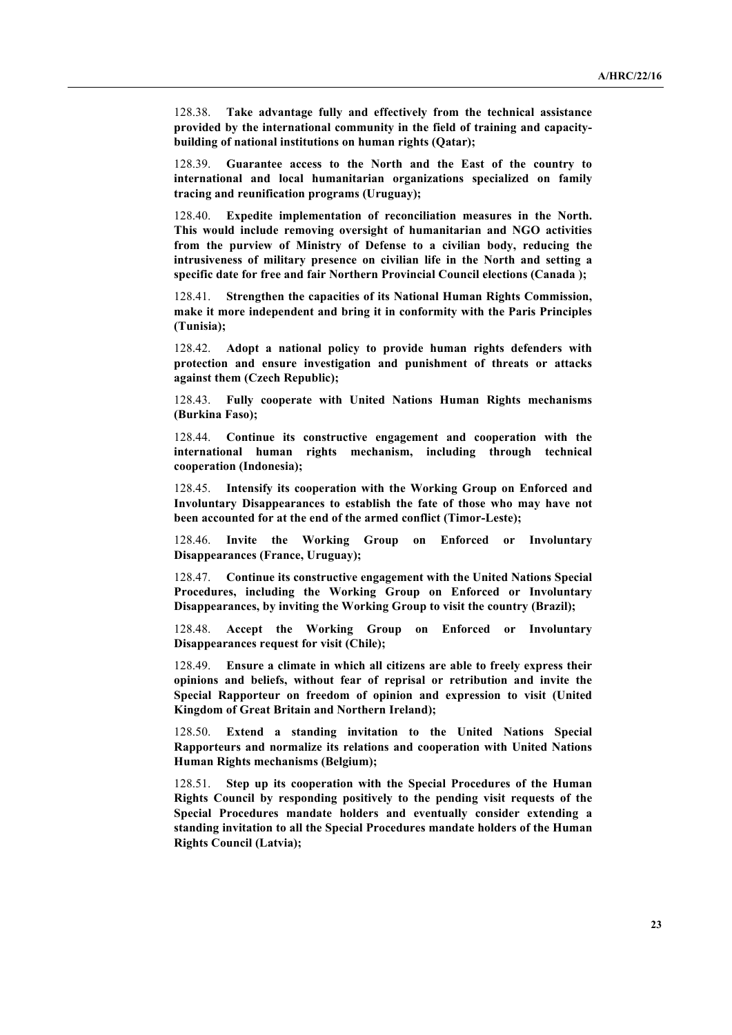128.38. **Take advantage fully and effectively from the technical assistance provided by the international community in the field of training and capacity-building of national institutions on human rights (Qatar);**

128.39. **Guarantee access to the North and the East of the country to international and local humanitarian organizations specialized on family tracing and reunification programs (Uruguay);**

128.40. **Expedite implementation of reconciliation measures in the North. This would include removing oversight of humanitarian and NGO activities from the purview of Ministry of Defense to a civilian body, reducing the intrusiveness of military presence on civilian life in the North and setting a specific date for free and fair Northern Provincial Council elections (Canada );**

128.41. **Strengthen the capacities of its National Human Rights Commission, make it more independent and bring it in conformity with the Paris Principles (Tunisia);**

128.42. **Adopt a national policy to provide human rights defenders with protection and ensure investigation and punishment of threats or attacks against them (Czech Republic);**

128.43. **Fully cooperate with United Nations Human Rights mechanisms (Burkina Faso);**

128.44. **Continue its constructive engagement and cooperation with the international human rights mechanism, including through technical cooperation (Indonesia);**

128.45. **Intensify its cooperation with the Working Group on Enforced and Involuntary Disappearances to establish the fate of those who may have not been accounted for at the end of the armed conflict (Timor-Leste);**

128.46. **Invite the Working Group on Enforced or Involuntary Disappearances (France, Uruguay);**

128.47. **Continue its constructive engagement with the United Nations Special Procedures, including the Working Group on Enforced or Involuntary Disappearances, by inviting the Working Group to visit the country (Brazil);**

128.48. **Accept the Working Group on Enforced or Involuntary Disappearances request for visit (Chile);**

128.49. **Ensure a climate in which all citizens are able to freely express their opinions and beliefs, without fear of reprisal or retribution and invite the Special Rapporteur on freedom of opinion and expression to visit (United Kingdom of Great Britain and Northern Ireland);**

128.50. **Extend a standing invitation to the United Nations Special Rapporteurs and normalize its relations and cooperation with United Nations Human Rights mechanisms (Belgium);**

128.51. **Step up its cooperation with the Special Procedures of the Human Rights Council by responding positively to the pending visit requests of the Special Procedures mandate holders and eventually consider extending a standing invitation to all the Special Procedures mandate holders of the Human Rights Council (Latvia);**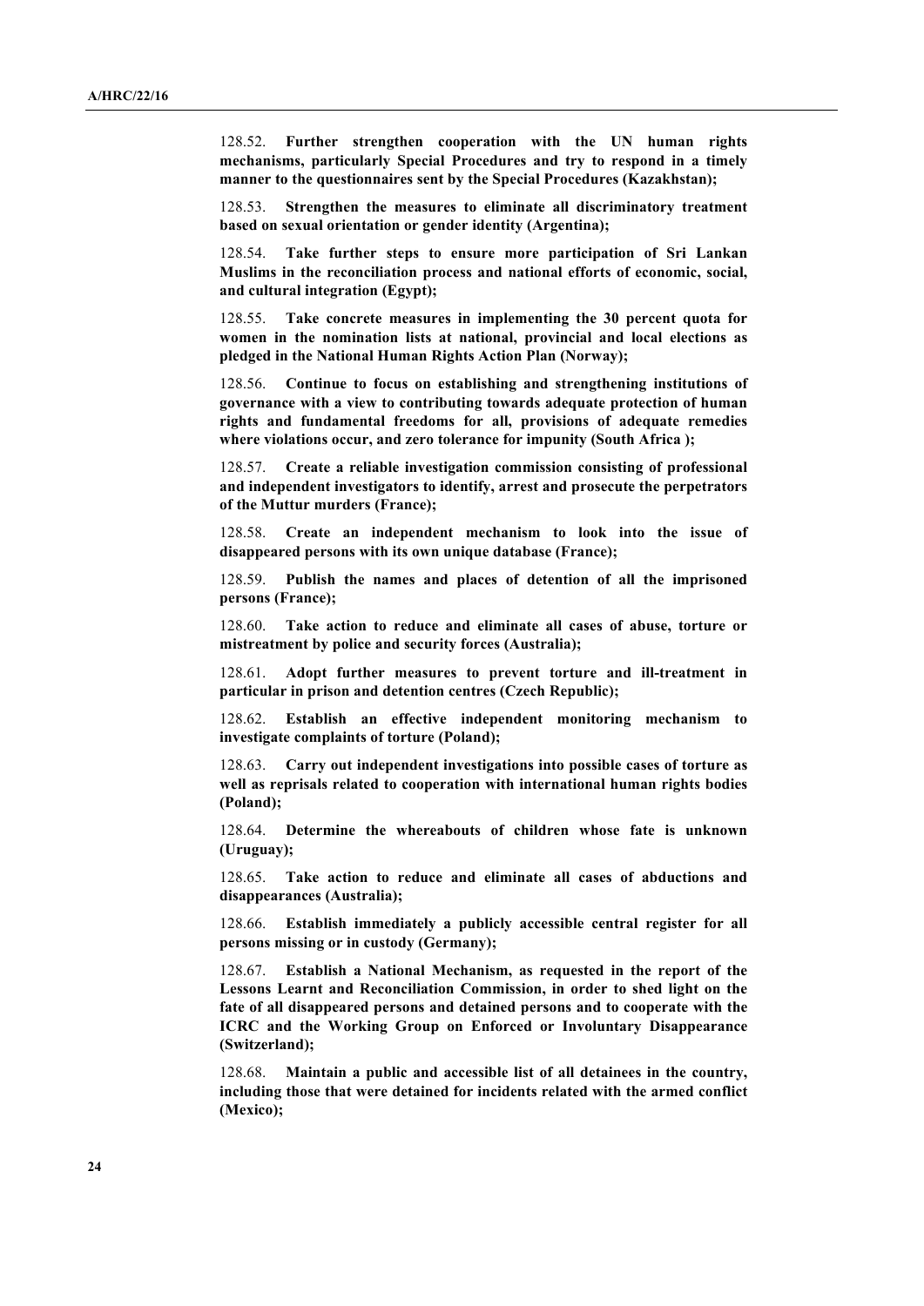128.52. **Further strengthen cooperation with the UN human rights mechanisms, particularly Special Procedures and try to respond in a timely manner to the questionnaires sent by the Special Procedures (Kazakhstan);**

128.53. **Strengthen the measures to eliminate all discriminatory treatment based on sexual orientation or gender identity (Argentina);**

128.54. **Take further steps to ensure more participation of Sri Lankan Muslims in the reconciliation process and national efforts of economic, social, and cultural integration (Egypt);**

128.55. **Take concrete measures in implementing the 30 percent quota for women in the nomination lists at national, provincial and local elections as pledged in the National Human Rights Action Plan (Norway);**

128.56. **Continue to focus on establishing and strengthening institutions of governance with a view to contributing towards adequate protection of human rights and fundamental freedoms for all, provisions of adequate remedies where violations occur, and zero tolerance for impunity (South Africa );**

128.57. **Create a reliable investigation commission consisting of professional and independent investigators to identify, arrest and prosecute the perpetrators of the Muttur murders (France);**

128.58. **Create an independent mechanism to look into the issue of disappeared persons with its own unique database (France);**

128.59. **Publish the names and places of detention of all the imprisoned persons (France);**

128.60. **Take action to reduce and eliminate all cases of abuse, torture or mistreatment by police and security forces (Australia);**

128.61. **Adopt further measures to prevent torture and ill-treatment in particular in prison and detention centres (Czech Republic);**

128.62. **Establish an effective independent monitoring mechanism to investigate complaints of torture (Poland);**

128.63. **Carry out independent investigations into possible cases of torture as well as reprisals related to cooperation with international human rights bodies (Poland);**

128.64. **Determine the whereabouts of children whose fate is unknown (Uruguay);**

128.65. **Take action to reduce and eliminate all cases of abductions and disappearances (Australia);**

128.66. **Establish immediately a publicly accessible central register for all persons missing or in custody (Germany);**

128.67. **Establish a National Mechanism, as requested in the report of the Lessons Learnt and Reconciliation Commission, in order to shed light on the fate of all disappeared persons and detained persons and to cooperate with the ICRC and the Working Group on Enforced or Involuntary Disappearance (Switzerland);**

128.68. **Maintain a public and accessible list of all detainees in the country, including those that were detained for incidents related with the armed conflict (Mexico);**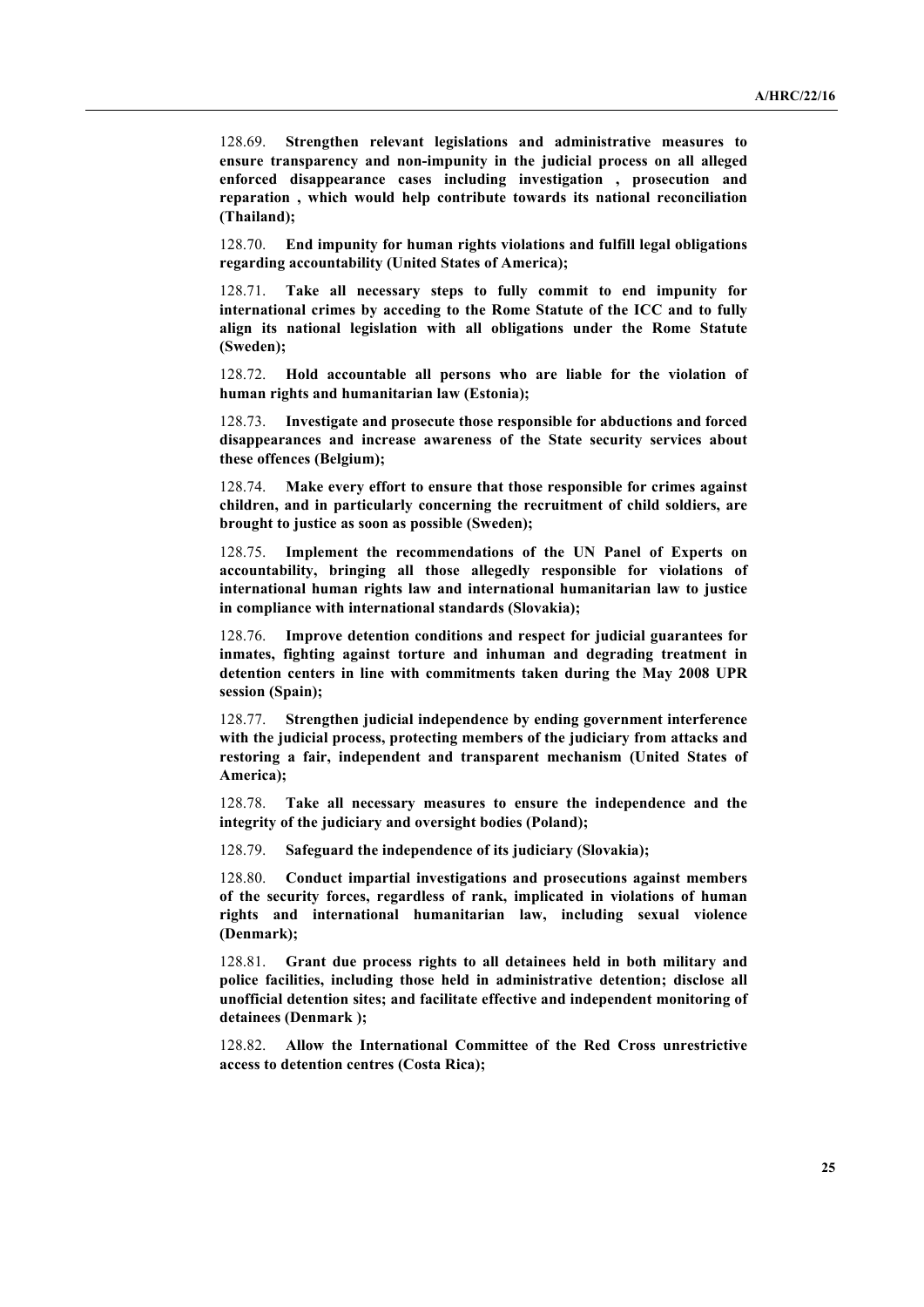128.69. **Strengthen relevant legislations and administrative measures to ensure transparency and non-impunity in the judicial process on all alleged enforced disappearance cases including investigation , prosecution and reparation , which would help contribute towards its national reconciliation (Thailand);**

128.70. **End impunity for human rights violations and fulfill legal obligations regarding accountability (United States of America);**

128.71. **Take all necessary steps to fully commit to end impunity for international crimes by acceding to the Rome Statute of the ICC and to fully align its national legislation with all obligations under the Rome Statute (Sweden);**

128.72. **Hold accountable all persons who are liable for the violation of human rights and humanitarian law (Estonia);**

128.73. **Investigate and prosecute those responsible for abductions and forced disappearances and increase awareness of the State security services about these offences (Belgium);**

128.74. **Make every effort to ensure that those responsible for crimes against children, and in particularly concerning the recruitment of child soldiers, are brought to justice as soon as possible (Sweden);**

128.75. **Implement the recommendations of the UN Panel of Experts on accountability, bringing all those allegedly responsible for violations of international human rights law and international humanitarian law to justice in compliance with international standards (Slovakia);**

128.76. **Improve detention conditions and respect for judicial guarantees for inmates, fighting against torture and inhuman and degrading treatment in detention centers in line with commitments taken during the May 2008 UPR session (Spain);**

128.77. **Strengthen judicial independence by ending government interference with the judicial process, protecting members of the judiciary from attacks and restoring a fair, independent and transparent mechanism (United States of America);**

128.78. **Take all necessary measures to ensure the independence and the integrity of the judiciary and oversight bodies (Poland);**

128.79. **Safeguard the independence of its judiciary (Slovakia);**

128.80. **Conduct impartial investigations and prosecutions against members of the security forces, regardless of rank, implicated in violations of human rights and international humanitarian law, including sexual violence (Denmark);**

128.81. **Grant due process rights to all detainees held in both military and police facilities, including those held in administrative detention; disclose all unofficial detention sites; and facilitate effective and independent monitoring of detainees (Denmark );**

128.82. **Allow the International Committee of the Red Cross unrestrictive access to detention centres (Costa Rica);**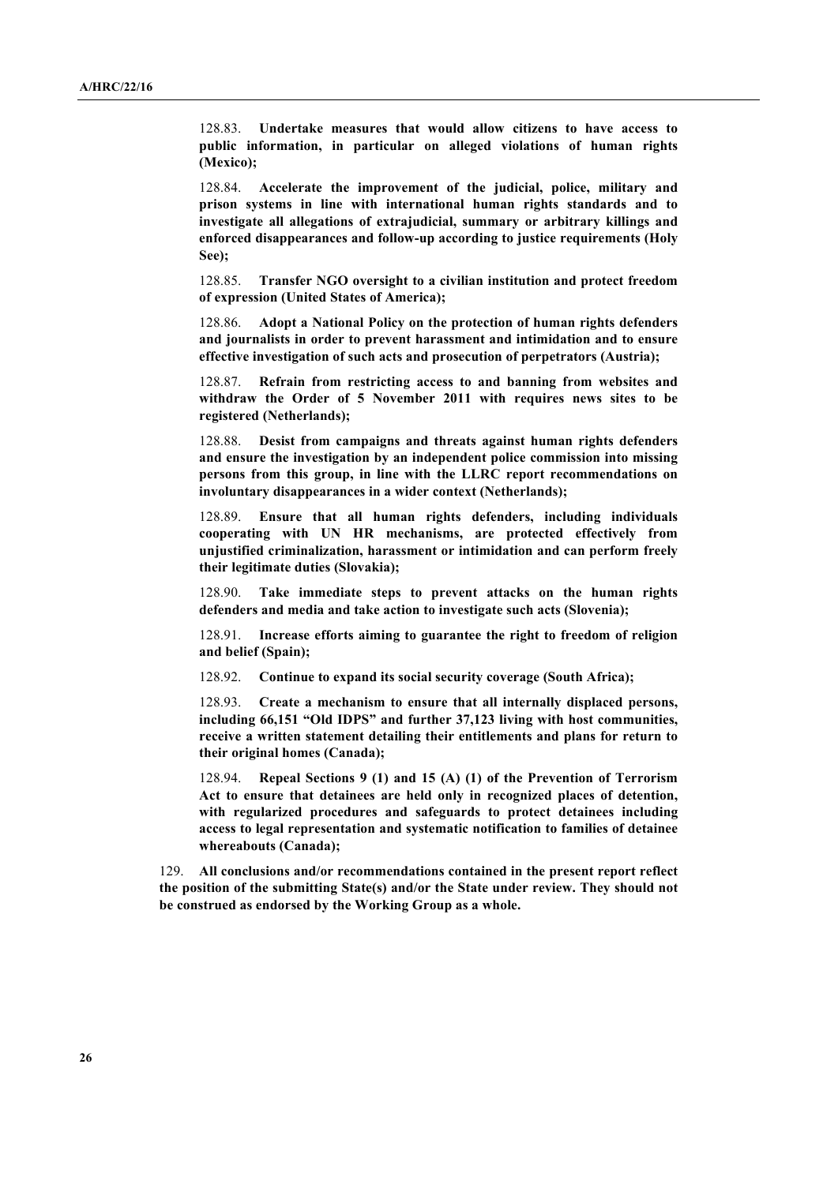128.83. **Undertake measures that would allow citizens to have access to public information, in particular on alleged violations of human rights (Mexico);**

128.84. **Accelerate the improvement of the judicial, police, military and prison systems in line with international human rights standards and to investigate all allegations of extrajudicial, summary or arbitrary killings and enforced disappearances and follow-up according to justice requirements (Holy See);**

128.85. **Transfer NGO oversight to a civilian institution and protect freedom of expression (United States of America);**

128.86. **Adopt a National Policy on the protection of human rights defenders and journalists in order to prevent harassment and intimidation and to ensure effective investigation of such acts and prosecution of perpetrators (Austria);**

128.87. **Refrain from restricting access to and banning from websites and withdraw the Order of 5 November 2011 with requires news sites to be registered (Netherlands);**

128.88. **Desist from campaigns and threats against human rights defenders and ensure the investigation by an independent police commission into missing persons from this group, in line with the LLRC report recommendations on involuntary disappearances in a wider context (Netherlands);**

128.89. **Ensure that all human rights defenders, including individuals cooperating with UN HR mechanisms, are protected effectively from unjustified criminalization, harassment or intimidation and can perform freely their legitimate duties (Slovakia);**

128.90. **Take immediate steps to prevent attacks on the human rights defenders and media and take action to investigate such acts (Slovenia);**

128.91. **Increase efforts aiming to guarantee the right to freedom of religion and belief (Spain);**

128.92. **Continue to expand its social security coverage (South Africa);**

128.93. **Create a mechanism to ensure that all internally displaced persons, including 66,151 "Old IDPS" and further 37,123 living with host communities, receive a written statement detailing their entitlements and plans for return to their original homes (Canada);**

128.94. **Repeal Sections 9 (1) and 15 (A) (1) of the Prevention of Terrorism Act to ensure that detainees are held only in recognized places of detention, with regularized procedures and safeguards to protect detainees including access to legal representation and systematic notification to families of detainee whereabouts (Canada);**

129. **All conclusions and/or recommendations contained in the present report reflect the position of the submitting State(s) and/or the State under review. They should not be construed as endorsed by the Working Group as a whole.**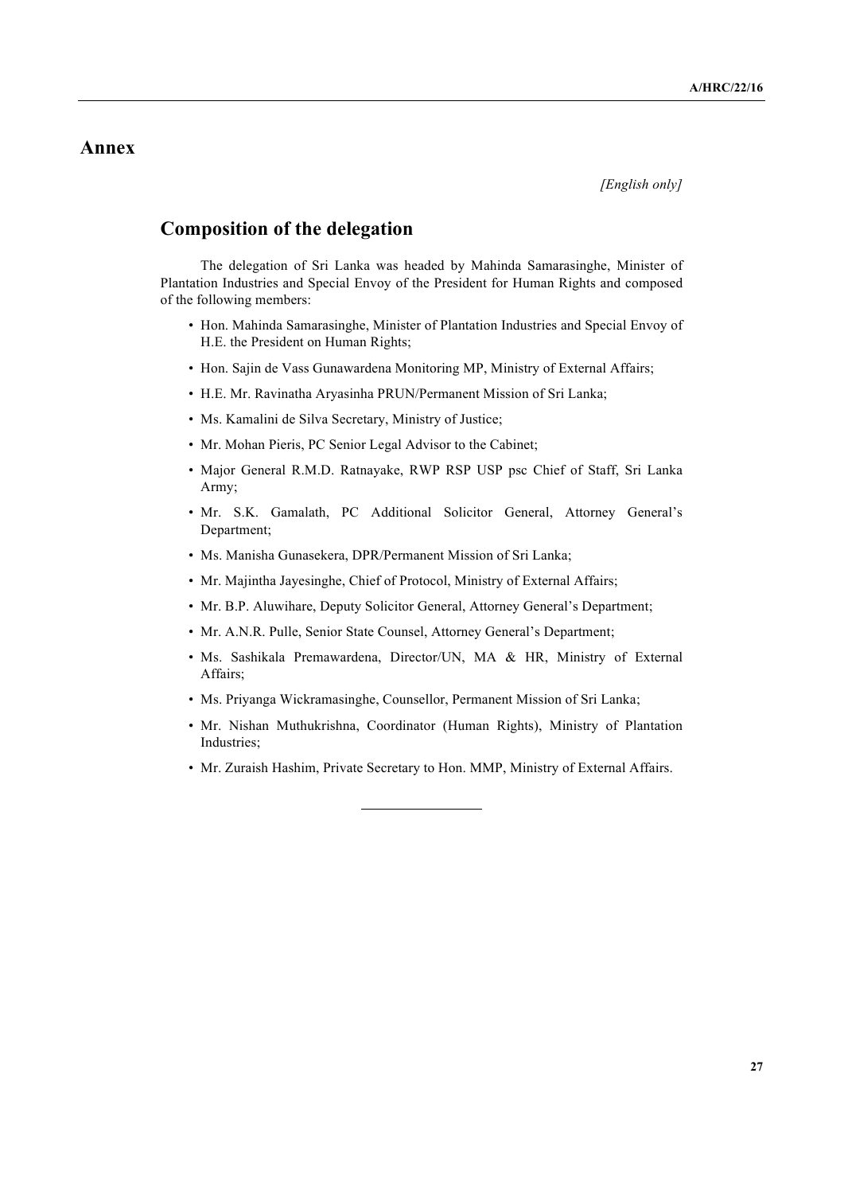# Annex

*[English only]*

## Composition of the delegation

The delegation of Sri Lanka was headed by Mahinda Samarasinghe, Minister of Plantation Industries and Special Envoy of the President for Human Rights and composed of the following members:

- Hon. Mahinda Samarasinghe, Minister of Plantation Industries and Special Envoy of H.E. the President on Human Rights;
- Hon. Sajin de Vass Gunawardena Monitoring MP, Ministry of External Affairs;
- H.E. Mr. Ravinatha Aryasinha PRUN/Permanent Mission of Sri Lanka;
- Ms. Kamalini de Silva Secretary, Ministry of Justice;
- Mr. Mohan Pieris, PC Senior Legal Advisor to the Cabinet;
- Major General R.M.D. Ratnayake, RWP RSP USP psc Chief of Staff, Sri Lanka Army;
- Mr. S.K. Gamalath, PC Additional Solicitor General, Attorney General's Department;
- Ms. Manisha Gunasekera, DPR/Permanent Mission of Sri Lanka;
- Mr. Majintha Jayesinghe, Chief of Protocol, Ministry of External Affairs;
- Mr. B.P. Aluwihare, Deputy Solicitor General, Attorney General's Department;
- Mr. A.N.R. Pulle, Senior State Counsel, Attorney General's Department;
- Ms. Sashikala Premawardena, Director/UN, MA & HR, Ministry of External Affairs;
- Ms. Priyanga Wickramasinghe, Counsellor, Permanent Mission of Sri Lanka;
- Mr. Nishan Muthukrishna, Coordinator (Human Rights), Ministry of Plantation Industries;
- Mr. Zuraish Hashim, Private Secretary to Hon. MMP, Ministry of External Affairs.